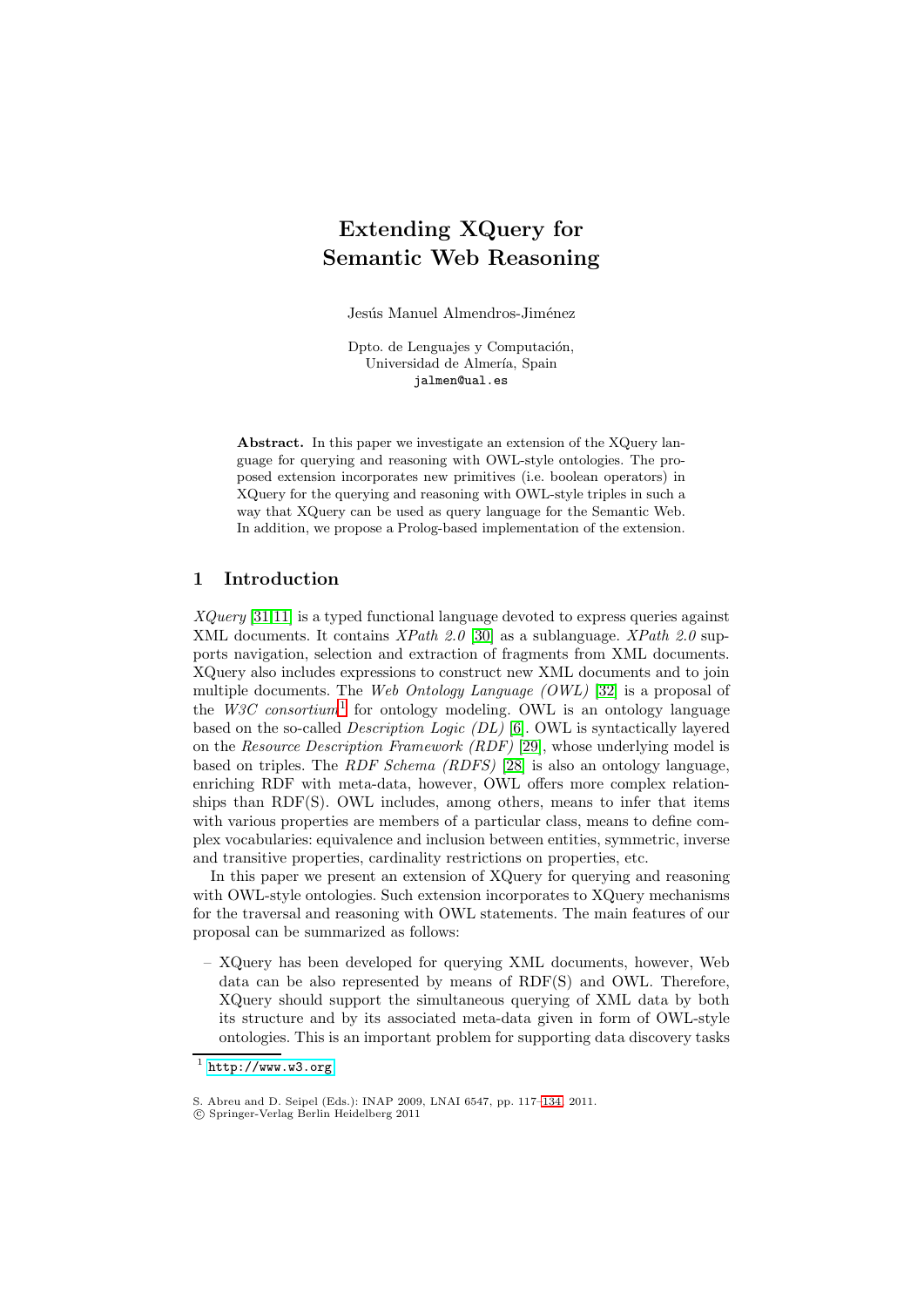# Extending XQuery for Semantic Web Reasoning

Jesús Manuel Almendros-Jiménez

Dpto. de Lenguajes y Computación,
Universidad de Almería, Spain
jalmen@ual.es

**Abstract.** In this paper we investigate an extension of the XQuery language for querying and reasoning with OWL-style ontologies. The proposed extension incorporates new primitives (i.e. boolean operators) in XQuery for the querying and reasoning with OWL-style triples in such a way that XQuery can be used as query language for the Semantic Web. In addition, we propose a Prolog-based implementation of the extension.

## 1 Introduction

*XQuery* [31,11] is a typed functional language devoted to express queries against XML documents. It contains *XPath 2.0* [30] as a sublanguage. *XPath 2.0* supports navigation, selection and extraction of fragments from XML documents. XQuery also includes expressions to construct new XML documents and to join multiple documents. The *Web Ontology Language (OWL)* [32] is a proposal of the *W3C consortium*[1] for ontology modeling. OWL is an ontology language based on the so-called *Description Logic (DL)* [6]. OWL is syntactically layered on the *Resource Description Framework (RDF)* [29], whose underlying model is based on triples. The *RDF Schema (RDFS)* [28] is also an ontology language, enriching RDF with meta-data, however, OWL offers more complex relationships than RDF(S). OWL includes, among others, means to infer that items with various properties are members of a particular class, means to define complex vocabularies: equivalence and inclusion between entities, symmetric, inverse and transitive properties, cardinality restrictions on properties, etc.

In this paper we present an extension of XQuery for querying and reasoning with OWL-style ontologies. Such extension incorporates to XQuery mechanisms for the traversal and reasoning with OWL statements. The main features of our proposal can be summarized as follows:

– XQuery has been developed for querying XML documents, however, Web data can be also represented by means of RDF(S) and OWL. Therefore, XQuery should support the simultaneous querying of XML data by both its structure and by its associated meta-data given in form of OWL-style ontologies. This is an important problem for supporting data discovery tasks

[1] http://www.w3.org

S. Abreu and D. Seipel (Eds.): INAP 2009, LNAI 6547, pp. 117–134, 2011.
© Springer-Verlag Berlin Heidelberg 2011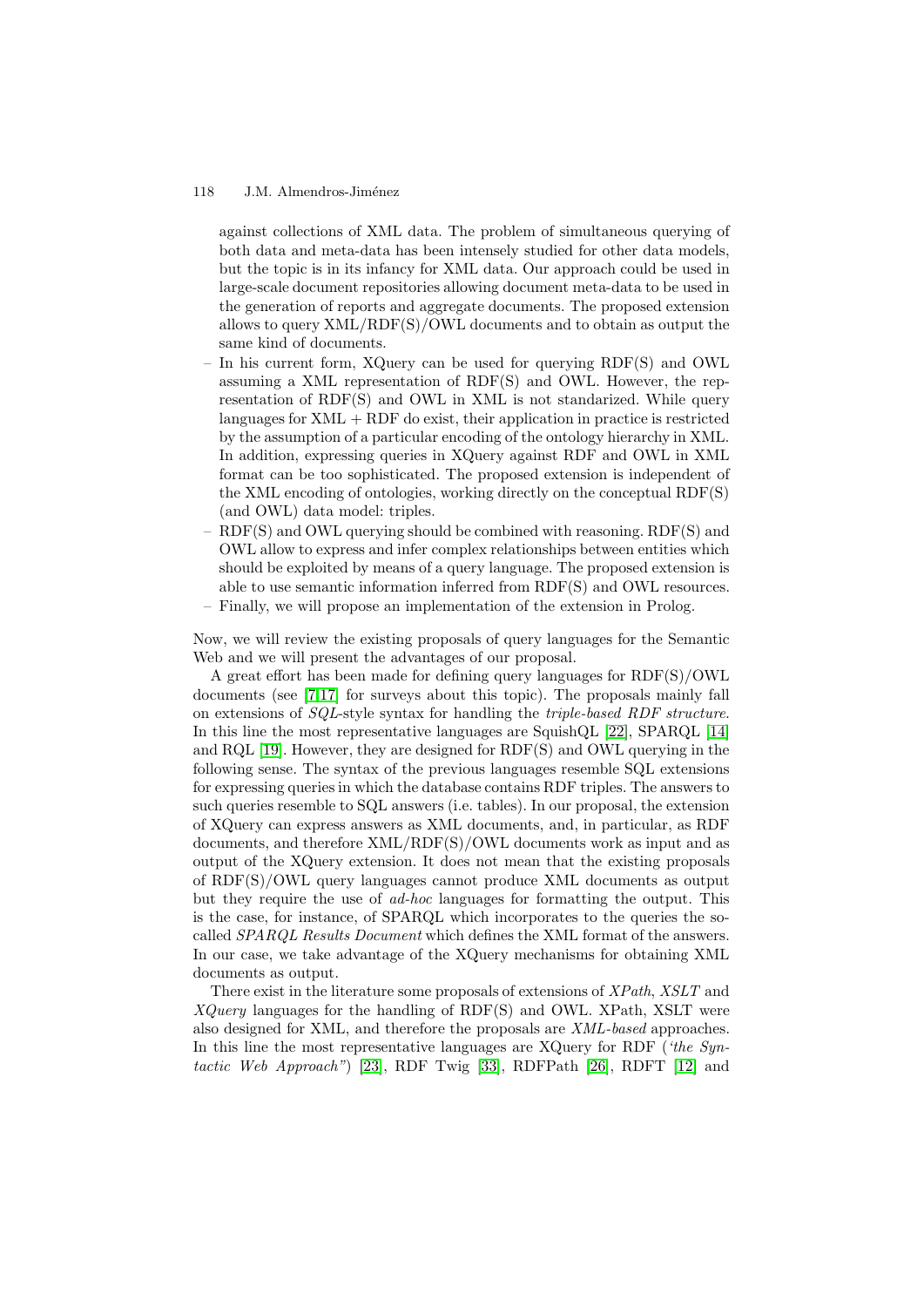against collections of XML data. The problem of simultaneous querying of both data and meta-data has been intensely studied for other data models, but the topic is in its infancy for XML data. Our approach could be used in large-scale document repositories allowing document meta-data to be used in the generation of reports and aggregate documents. The proposed extension allows to query XML/RDF(S)/OWL documents and to obtain as output the same kind of documents.

- In his current form, XQuery can be used for querying RDF(S) and OWL assuming a XML representation of RDF(S) and OWL. However, the representation of RDF(S) and OWL in XML is not standarized. While query languages for XML + RDF do exist, their application in practice is restricted by the assumption of a particular encoding of the ontology hierarchy in XML. In addition, expressing queries in XQuery against RDF and OWL in XML format can be too sophisticated. The proposed extension is independent of the XML encoding of ontologies, working directly on the conceptual RDF(S) (and OWL) data model: triples.
- RDF(S) and OWL querying should be combined with reasoning. RDF(S) and OWL allow to express and infer complex relationships between entities which should be exploited by means of a query language. The proposed extension is able to use semantic information inferred from RDF(S) and OWL resources.
- Finally, we will propose an implementation of the extension in Prolog.

Now, we will review the existing proposals of query languages for the Semantic Web and we will present the advantages of our proposal.

A great effort has been made for defining query languages for RDF(S)/OWL documents (see [7,17] for surveys about this topic). The proposals mainly fall on extensions of *SQL*-style syntax for handling the *triple-based RDF structure*. In this line the most representative languages are SquishQL [22], SPARQL [14] and RQL [19]. However, they are designed for RDF(S) and OWL querying in the following sense. The syntax of the previous languages resemble SQL extensions for expressing queries in which the database contains RDF triples. The answers to such queries resemble to SQL answers (i.e. tables). In our proposal, the extension of XQuery can express answers as XML documents, and, in particular, as RDF documents, and therefore XML/RDF(S)/OWL documents work as input and as output of the XQuery extension. It does not mean that the existing proposals of RDF(S)/OWL query languages cannot produce XML documents as output but they require the use of *ad-hoc* languages for formatting the output. This is the case, for instance, of SPARQL which incorporates to the queries the so-called *SPARQL Results Document* which defines the XML format of the answers. In our case, we take advantage of the XQuery mechanisms for obtaining XML documents as output.

There exist in the literature some proposals of extensions of *XPath*, *XSLT* and *XQuery* languages for the handling of RDF(S) and OWL. XPath, XSLT were also designed for XML, and therefore the proposals are *XML-based* approaches. In this line the most representative languages are XQuery for RDF (*'the Syntactic Web Approach"*) [23], RDF Twig [33], RDFPath [26], RDFT [12] and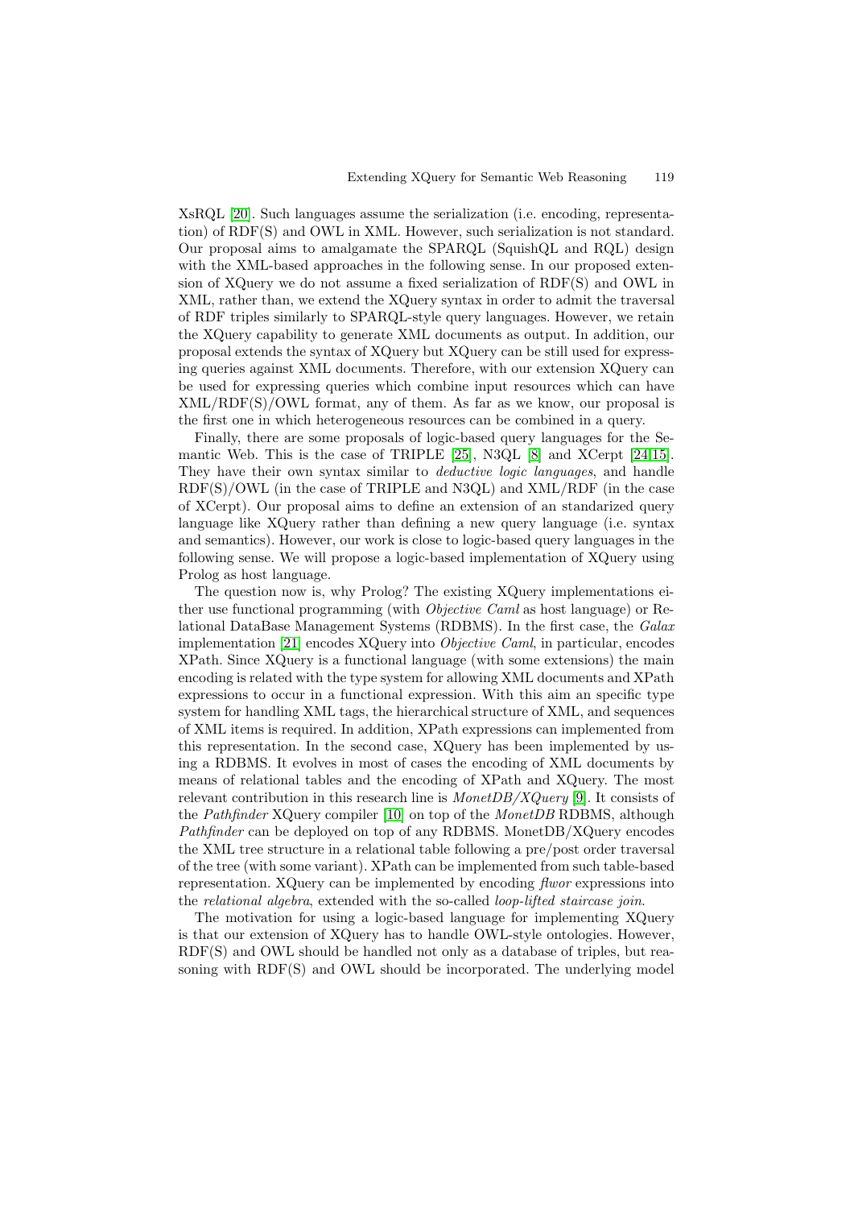XsRQL [20]. Such languages assume the serialization (i.e. encoding, representation) of RDF(S) and OWL in XML. However, such serialization is not standard. Our proposal aims to amalgamate the SPARQL (SquishQL and RQL) design with the XML-based approaches in the following sense. In our proposed extension of XQuery we do not assume a fixed serialization of RDF(S) and OWL in XML, rather than, we extend the XQuery syntax in order to admit the traversal of RDF triples similarly to SPARQL-style query languages. However, we retain the XQuery capability to generate XML documents as output. In addition, our proposal extends the syntax of XQuery but XQuery can be still used for expressing queries against XML documents. Therefore, with our extension XQuery can be used for expressing queries which combine input resources which can have XML/RDF(S)/OWL format, any of them. As far as we know, our proposal is the first one in which heterogeneous resources can be combined in a query.

Finally, there are some proposals of logic-based query languages for the Semantic Web. This is the case of TRIPLE [25], N3QL [8] and XCerpt [24,15]. They have their own syntax similar to *deductive logic languages*, and handle RDF(S)/OWL (in the case of TRIPLE and N3QL) and XML/RDF (in the case of XCerpt). Our proposal aims to define an extension of an standarized query language like XQuery rather than defining a new query language (i.e. syntax and semantics). However, our work is close to logic-based query languages in the following sense. We will propose a logic-based implementation of XQuery using Prolog as host language.

The question now is, why Prolog? The existing XQuery implementations either use functional programming (with *Objective Caml* as host language) or Relational DataBase Management Systems (RDBMS). In the first case, the *Galax* implementation [21] encodes XQuery into *Objective Caml*, in particular, encodes XPath. Since XQuery is a functional language (with some extensions) the main encoding is related with the type system for allowing XML documents and XPath expressions to occur in a functional expression. With this aim an specific type system for handling XML tags, the hierarchical structure of XML, and sequences of XML items is required. In addition, XPath expressions can implemented from this representation. In the second case, XQuery has been implemented by using a RDBMS. It evolves in most of cases the encoding of XML documents by means of relational tables and the encoding of XPath and XQuery. The most relevant contribution in this research line is *MonetDB/XQuery* [9]. It consists of the *Pathfinder* XQuery compiler [10] on top of the *MonetDB* RDBMS, although *Pathfinder* can be deployed on top of any RDBMS. MonetDB/XQuery encodes the XML tree structure in a relational table following a pre/post order traversal of the tree (with some variant). XPath can be implemented from such table-based representation. XQuery can be implemented by encoding *flwor* expressions into the *relational algebra*, extended with the so-called *loop-lifted staircase join*.

The motivation for using a logic-based language for implementing XQuery is that our extension of XQuery has to handle OWL-style ontologies. However, RDF(S) and OWL should be handled not only as a database of triples, but reasoning with RDF(S) and OWL should be incorporated. The underlying model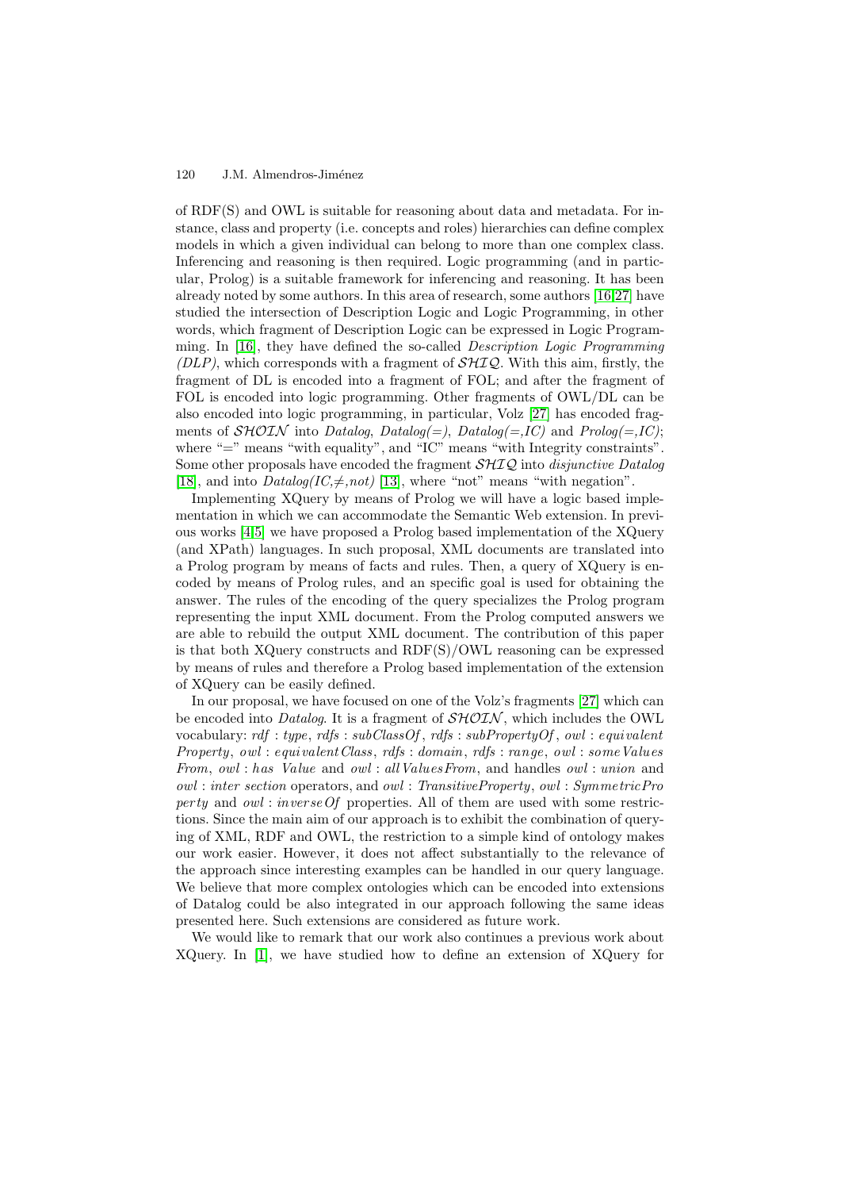of RDF(S) and OWL is suitable for reasoning about data and metadata. For instance, class and property (i.e. concepts and roles) hierarchies can define complex models in which a given individual can belong to more than one complex class. Inferencing and reasoning is then required. Logic programming (and in particular, Prolog) is a suitable framework for inferencing and reasoning. It has been already noted by some authors. In this area of research, some authors [16,27] have studied the intersection of Description Logic and Logic Programming, in other words, which fragment of Description Logic can be expressed in Logic Programming. In [16], they have defined the so-called *Description Logic Programming (DLP)*, which corresponds with a fragment of $\mathcal{SHIQ}$. With this aim, firstly, the fragment of DL is encoded into a fragment of FOL; and after the fragment of FOL is encoded into logic programming. Other fragments of OWL/DL can be also encoded into logic programming, in particular, Volz [27] has encoded fragments of $\mathcal{SHOIN}$ into *Datalog*, *Datalog(=)*, *Datalog(=,IC)* and *Prolog(=,IC)*; where "=" means "with equality", and "IC" means "with Integrity constraints". Some other proposals have encoded the fragment $\mathcal{SHIQ}$ into *disjunctive Datalog* [18], and into *Datalog(IC,≠,not)* [13], where "not" means "with negation".

Implementing XQuery by means of Prolog we will have a logic based implementation in which we can accommodate the Semantic Web extension. In previous works [4,5] we have proposed a Prolog based implementation of the XQuery (and XPath) languages. In such proposal, XML documents are translated into a Prolog program by means of facts and rules. Then, a query of XQuery is encoded by means of Prolog rules, and an specific goal is used for obtaining the answer. The rules of the encoding of the query specializes the Prolog program representing the input XML document. From the Prolog computed answers we are able to rebuild the output XML document. The contribution of this paper is that both XQuery constructs and RDF(S)/OWL reasoning can be expressed by means of rules and therefore a Prolog based implementation of the extension of XQuery can be easily defined.

In our proposal, we have focused on one of the Volz's fragments [27] which can be encoded into *Datalog*. It is a fragment of $\mathcal{SHOIN}$, which includes the OWL vocabulary: *rdf* : *type*, *rdfs* : *subClassOf*, *rdfs* : *subPropertyOf*, *owl* : *equivalent Property*, *owl* : *equivalentClass*, *rdfs* : *domain*, *rdfs* : *range*, *owl* : *someValues From*, *owl* : *has Value* and *owl* : *allValuesFrom*, and handles *owl* : *union* and *owl* : *inter section* operators, and *owl* : *TransitiveProperty*, *owl* : *SymmetricPro perty* and *owl* : *inverseOf* properties. All of them are used with some restrictions. Since the main aim of our approach is to exhibit the combination of querying of XML, RDF and OWL, the restriction to a simple kind of ontology makes our work easier. However, it does not affect substantially to the relevance of the approach since interesting examples can be handled in our query language. We believe that more complex ontologies which can be encoded into extensions of Datalog could be also integrated in our approach following the same ideas presented here. Such extensions are considered as future work.

We would like to remark that our work also continues a previous work about XQuery. In [1], we have studied how to define an extension of XQuery for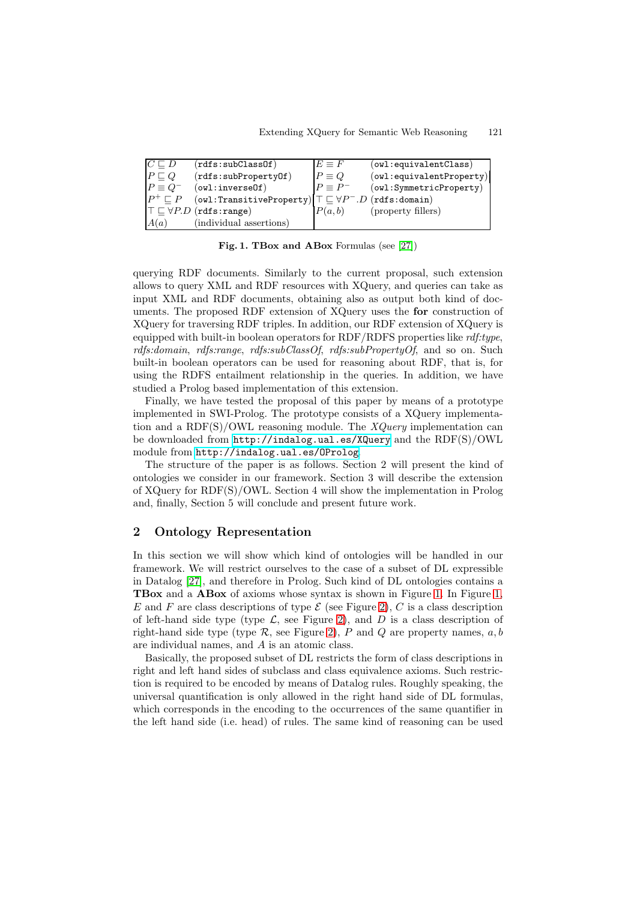| $C \sqsubseteq D$ | (`rdfs:subClassOf`) | $E \equiv F$ | (`owl:equivalentClass`) |
|---|---|---|---|
| $P \sqsubseteq Q$ | (`rdfs:subPropertyOf`) | $P \equiv Q$ | (`owl:equivalentProperty`) |
| $P \equiv Q^-$ | (`owl:inverseOf`) | $P \equiv P^-$ | (`owl:SymmetricProperty`) |
| $P^+ \sqsubseteq P$ | (`owl:TransitiveProperty`) | $\top \sqsubseteq \forall P^-.D$ | (`rdfs:domain`) |
| $\top \sqsubseteq \forall P.D$ | (`rdfs:range`) | $P(a,b)$ | (property fillers) |
| $A(a)$ | (individual assertions) | | |

**Fig. 1. TBox and ABox** Formulas (see [27])

querying RDF documents. Similarly to the current proposal, such extension allows to query XML and RDF resources with XQuery, and queries can take as input XML and RDF documents, obtaining also as output both kind of documents. The proposed RDF extension of XQuery uses the **for** construction of XQuery for traversing RDF triples. In addition, our RDF extension of XQuery is equipped with built-in boolean operators for RDF/RDFS properties like *rdf:type*, *rdfs:domain*, *rdfs:range*, *rdfs:subClassOf*, *rdfs:subPropertyOf*, and so on. Such built-in boolean operators can be used for reasoning about RDF, that is, for using the RDFS entailment relationship in the queries. In addition, we have studied a Prolog based implementation of this extension.

Finally, we have tested the proposal of this paper by means of a prototype implemented in SWI-Prolog. The prototype consists of a XQuery implementation and a RDF(S)/OWL reasoning module. The *XQuery* implementation can be downloaded from `http://indalog.ual.es/XQuery` and the RDF(S)/OWL module from `http://indalog.ual.es/OProlog`.

The structure of the paper is as follows. Section 2 will present the kind of ontologies we consider in our framework. Section 3 will describe the extension of XQuery for RDF(S)/OWL. Section 4 will show the implementation in Prolog and, finally, Section 5 will conclude and present future work.

## 2 Ontology Representation

In this section we will show which kind of ontologies will be handled in our framework. We will restrict ourselves to the case of a subset of DL expressible in Datalog [27], and therefore in Prolog. Such kind of DL ontologies contains a **TBox** and a **ABox** of axioms whose syntax is shown in Figure 1. In Figure 1, $E$ and $F$ are class descriptions of type $\mathcal{E}$ (see Figure 2), $C$ is a class description of left-hand side type (type $\mathcal{L}$, see Figure 2), and $D$ is a class description of right-hand side type (type $\mathcal{R}$, see Figure 2), $P$ and $Q$ are property names, $a, b$ are individual names, and $A$ is an atomic class.

Basically, the proposed subset of DL restricts the form of class descriptions in right and left hand sides of subclass and class equivalence axioms. Such restriction is required to be encoded by means of Datalog rules. Roughly speaking, the universal quantification is only allowed in the right hand side of DL formulas, which corresponds in the encoding to the occurrences of the same quantifier in the left hand side (i.e. head) of rules. The same kind of reasoning can be used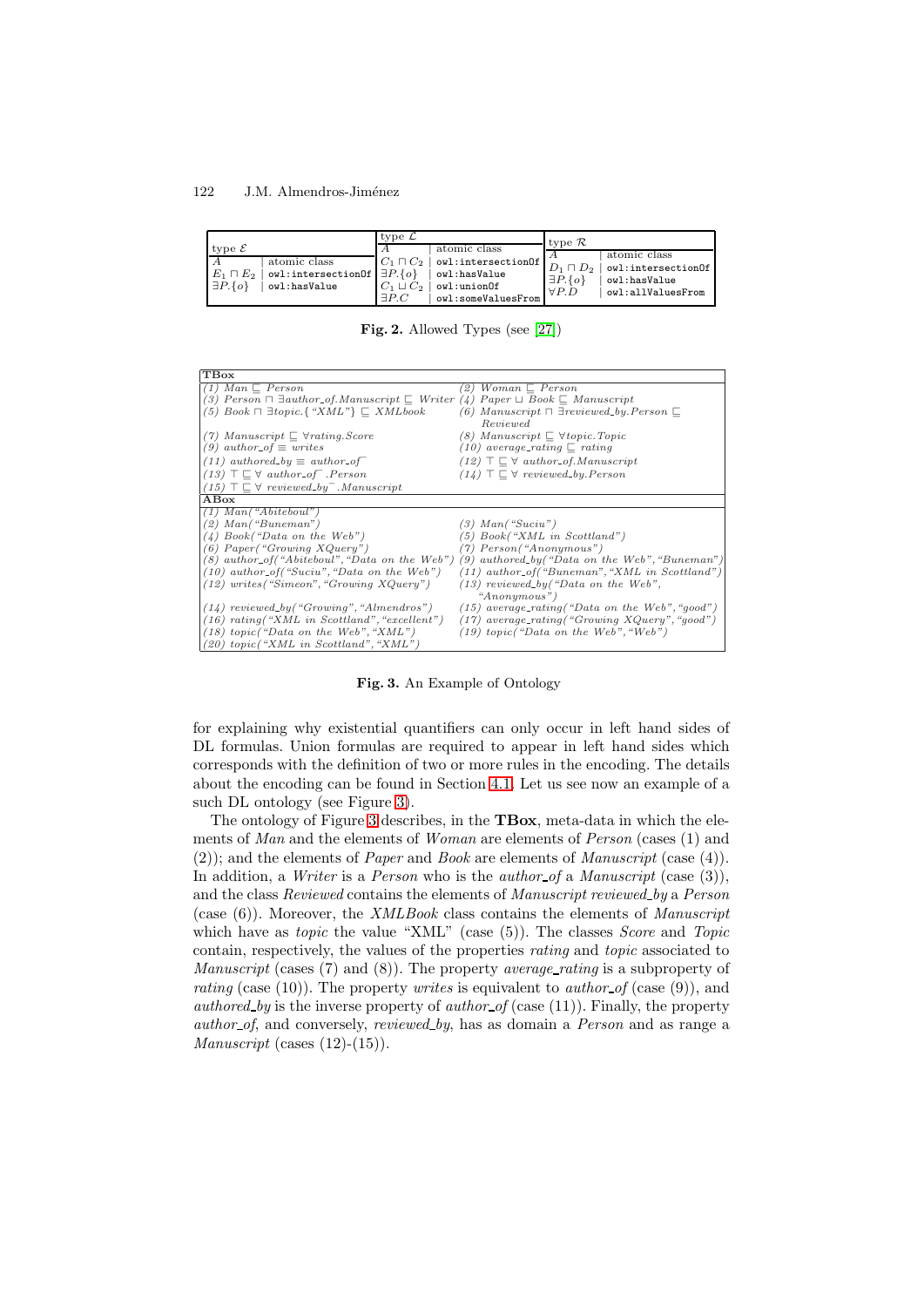| type $\mathcal{E}$ | | type $\mathcal{L}$ | | type $\mathcal{R}$ | |
|---|---|---|---|---|---|
| $A$ | atomic class | $A$ | atomic class | $A$ | atomic class |
| $E_1 \sqcap E_2$ | owl:intersectionOf | $C_1 \sqcap C_2$ | owl:intersectionOf | $D_1 \sqcap D_2$ | owl:intersectionOf |
| $\exists P.\{o\}$ | owl:hasValue | $\exists P.\{o\}$ | owl:hasValue | $\exists P.\{o\}$ | owl:hasValue |
| | | $C_1 \sqcup C_2$ | owl:unionOf | $\forall P.D$ | owl:allValuesFrom |
| | | $\exists P.C$ | owl:someValuesFrom | | |

**Fig. 2.** Allowed Types (see [27])

| **TBox** | |
|---|---|
| *(1) Man* $\sqsubseteq$ *Person* | *(2) Woman* $\sqsubseteq$ *Person* |
| *(3) Person* $\sqcap$ $\exists$*author_of.Manuscript* $\sqsubseteq$ *Writer* | *(4) Paper* $\sqcup$ *Book* $\sqsubseteq$ *Manuscript* |
| *(5) Book* $\sqcap$ $\exists$*topic.*{*"XML"*} $\sqsubseteq$ *XMLbook* | *(6) Manuscript* $\sqcap$ $\exists$*reviewed_by.Person* $\sqsubseteq$ *Reviewed* |
| *(7) Manuscript* $\sqsubseteq$ $\forall$*rating.Score* | *(8) Manuscript* $\sqsubseteq$ $\forall$*topic.Topic* |
| *(9) author_of* $\equiv$ *writes* | *(10) average_rating* $\sqsubseteq$ *rating* |
| *(11) authored_by* $\equiv$ *author_of*$^{-}$ | *(12)* $\top \sqsubseteq \forall$ *author_of.Manuscript* |
| *(13)* $\top \sqsubseteq \forall$ *author_of*$^{-}$*.Person* | *(14)* $\top \sqsubseteq \forall$ *reviewed_by.Person* |
| *(15)* $\top \sqsubseteq \forall$ *reviewed_by*$^{-}$*.Manuscript* | |
| **ABox** | |
| *(1) Man("Abiteboul")* | |
| *(2) Man("Buneman")* | *(3) Man("Suciu")* |
| *(4) Book("Data on the Web")* | *(5) Book("XML in Scottland")* |
| *(6) Paper("Growing XQuery")* | *(7) Person("Anonymous")* |
| *(8) author_of("Abiteboul", "Data on the Web")* | *(9) authored_by("Data on the Web", "Buneman")* |
| *(10) author_of("Suciu", "Data on the Web")* | *(11) author_of("Buneman", "XML in Scottland")* |
| *(12) writes("Simeon", "Growing XQuery")* | *(13) reviewed_by("Data on the Web", "Anonymous")* |
| *(14) reviewed_by("Growing", "Almendros")* | *(15) average_rating("Data on the Web", "good")* |
| *(16) rating("XML in Scottland", "excellent")* | *(17) average_rating("Growing XQuery", "good")* |
| *(18) topic("Data on the Web", "XML")* | *(19) topic("Data on the Web", "Web")* |
| *(20) topic("XML in Scottland", "XML")* | |

**Fig. 3.** An Example of Ontology

for explaining why existential quantifiers can only occur in left hand sides of DL formulas. Union formulas are required to appear in left hand sides which corresponds with the definition of two or more rules in the encoding. The details about the encoding can be found in Section 4.1. Let us see now an example of a such DL ontology (see Figure 3).

The ontology of Figure 3 describes, in the **TBox**, meta-data in which the elements of *Man* and the elements of *Woman* are elements of *Person* (cases (1) and (2)); and the elements of *Paper* and *Book* are elements of *Manuscript* (case (4)). In addition, a *Writer* is a *Person* who is the *author_of* a *Manuscript* (case (3)), and the class *Reviewed* contains the elements of *Manuscript reviewed_by* a *Person* (case (6)). Moreover, the *XMLBook* class contains the elements of *Manuscript* which have as *topic* the value "XML" (case (5)). The classes *Score* and *Topic* contain, respectively, the values of the properties *rating* and *topic* associated to *Manuscript* (cases (7) and (8)). The property *average_rating* is a subproperty of *rating* (case (10)). The property *writes* is equivalent to *author_of* (case (9)), and *authored_by* is the inverse property of *author_of* (case (11)). Finally, the property *author_of*, and conversely, *reviewed_by*, has as domain a *Person* and as range a *Manuscript* (cases (12)-(15)).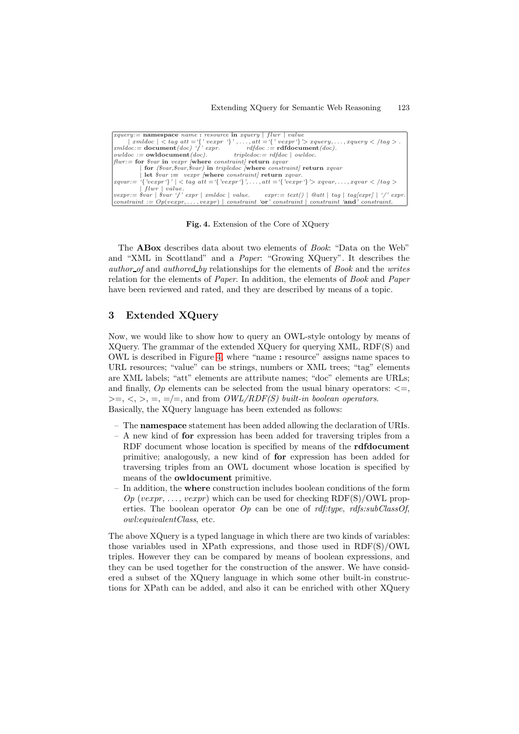```
xquery:= namespace name : resource in xquery | flwr | value
       | xmldoc | < tag att ='{' vexpr '}' , . . . , att ='{' vexpr '}'> xquery, . . . , xquery < /tag > .
xmldoc:= document(doc) '/' expr.            rdfdoc := rdfdocument(doc).
owldoc := owldocument(doc).             tripledoc:= rdfdoc | owldoc.
flwr:= for $var in vexpr [where constraint] return xqvar
           | for ($var,$var,$var) in tripledoc [where constraint] return xqvar
           | let $var := vexpr [where constraint] return xqvar.
xqvar:= '{'vexpr'}' | < tag att ='{'vexpr'}', . . . , att ='{'vexpr'}'> xqvar, . . . , xqvar < /tag >
           | flwr | value.
vexpr:= $var | $var '/' expr | xmldoc | value.      expr:= text() | @att | tag | tag[expr] | '/' expr.
constraint := Op(vexpr, . . . , vexpr) | constraint 'or' constraint | constraint 'and' constraint.
```

**Fig. 4.** Extension of the Core of XQuery

The **ABox** describes data about two elements of *Book*: "Data on the Web" and "XML in Scottland" and a *Paper*: "Growing XQuery". It describes the *author_of* and *authored_by* relationships for the elements of *Book* and the *writes* relation for the elements of *Paper*. In addition, the elements of *Book* and *Paper* have been reviewed and rated, and they are described by means of a topic.

## 3 Extended XQuery

Now, we would like to show how to query an OWL-style ontology by means of XQuery. The grammar of the extended XQuery for querying XML, RDF(S) and OWL is described in Figure 4, where "name **:** resource" assigns name spaces to URL resources; "value" can be strings, numbers or XML trees; "tag" elements are XML labels; "att" elements are attribute names; "doc" elements are URLs; and finally, *Op* elements can be selected from the usual binary operators: <=, >=, <, >, =, =/=, and from *OWL/RDF(S) built-in boolean operators*.
Basically, the XQuery language has been extended as follows:

- The **namespace** statement has been added allowing the declaration of URIs.
- A new kind of **for** expression has been added for traversing triples from a RDF document whose location is specified by means of the **rdfdocument** primitive; analogously, a new kind of **for** expression has been added for traversing triples from an OWL document whose location is specified by means of the **owldocument** primitive.
- In addition, the **where** construction includes boolean conditions of the form *Op* (*vexpr*, ..., *vexpr*) which can be used for checking RDF(S)/OWL properties. The boolean operator *Op* can be one of *rdf:type*, *rdfs:subClassOf*, *owl:equivalentClass*, etc.

The above XQuery is a typed language in which there are two kinds of variables: those variables used in XPath expressions, and those used in RDF(S)/OWL triples. However they can be compared by means of boolean expressions, and they can be used together for the construction of the answer. We have considered a subset of the XQuery language in which some other built-in constructions for XPath can be added, and also it can be enriched with other XQuery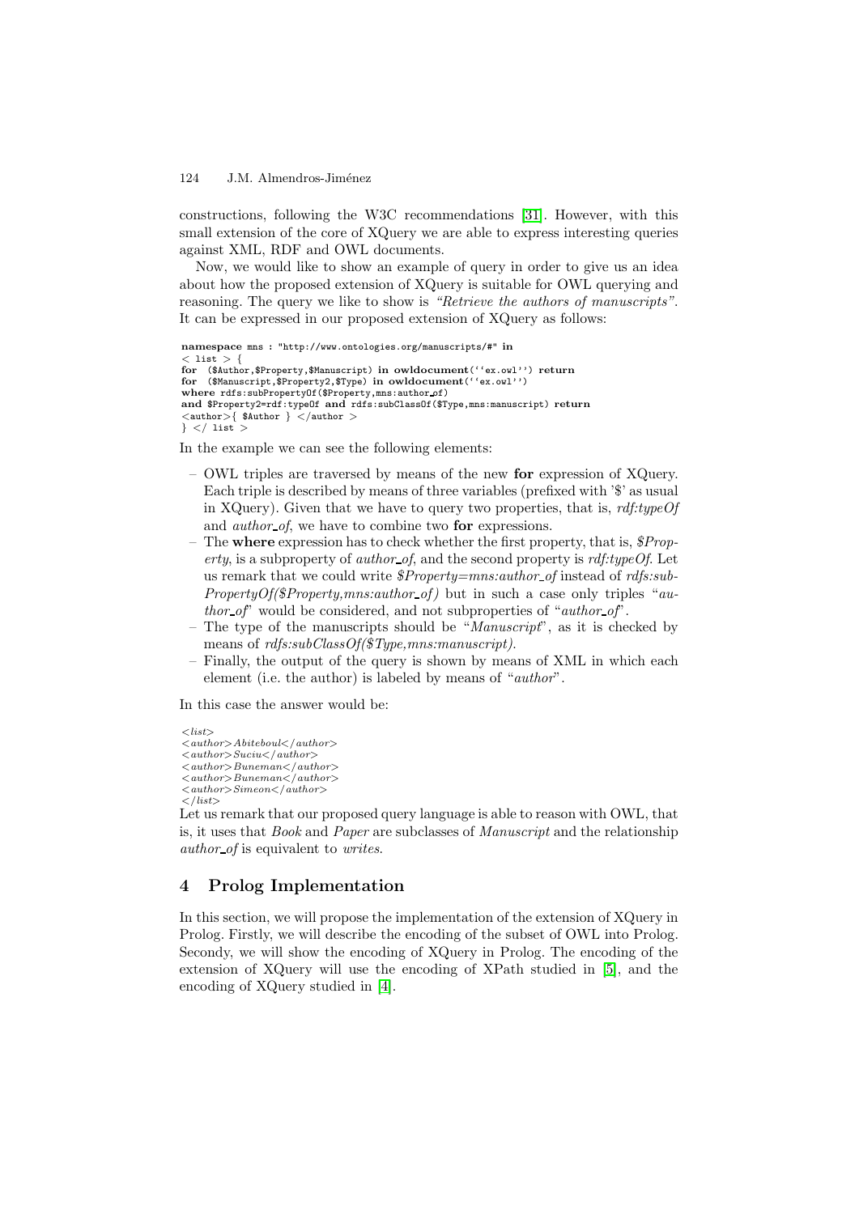constructions, following the W3C recommendations [31]. However, with this small extension of the core of XQuery we are able to express interesting queries against XML, RDF and OWL documents.

Now, we would like to show an example of query in order to give us an idea about how the proposed extension of XQuery is suitable for OWL querying and reasoning. The query we like to show is *"Retrieve the authors of manuscripts"*. It can be expressed in our proposed extension of XQuery as follows:

```
namespace mns : "http://www.ontologies.org/manuscripts/#" in
< list > {
for  ($Author,$Property,$Manuscript) in owldocument(''ex.owl'') return
for  ($Manuscript,$Property2,$Type) in owldocument(''ex.owl'')
where rdfs:subPropertyOf($Property,mns:author_of)
and $Property2=rdf:typeOf and rdfs:subClassOf($Type,mns:manuscript) return
<author>{ $Author } </author >
} </ list >
```

In the example we can see the following elements:

- OWL triples are traversed by means of the new **for** expression of XQuery. Each triple is described by means of three variables (prefixed with '$' as usual in XQuery). Given that we have to query two properties, that is, *rdf:typeOf* and *author_of*, we have to combine two **for** expressions.
- The **where** expression has to check whether the first property, that is, *$Property*, is a subproperty of *author_of*, and the second property is *rdf:typeOf*. Let us remark that we could write *$Property=mns:author_of* instead of *rdfs:subPropertyOf($Property,mns:author_of)* but in such a case only triples "*author_of*" would be considered, and not subproperties of "*author_of*".
- The type of the manuscripts should be "*Manuscript*", as it is checked by means of *rdfs:subClassOf($Type,mns:manuscript)*.
- Finally, the output of the query is shown by means of XML in which each element (i.e. the author) is labeled by means of "*author*".

In this case the answer would be:

```
<list>
<author>Abiteboul</author>
<author>Suciu</author>
<author>Buneman</author>
<author>Buneman</author>
<author>Simeon</author>
</list>
```

Let us remark that our proposed query language is able to reason with OWL, that is, it uses that *Book* and *Paper* are subclasses of *Manuscript* and the relationship *author_of* is equivalent to *writes*.

## 4 Prolog Implementation

In this section, we will propose the implementation of the extension of XQuery in Prolog. Firstly, we will describe the encoding of the subset of OWL into Prolog. Secondy, we will show the encoding of XQuery in Prolog. The encoding of the extension of XQuery will use the encoding of XPath studied in [5], and the encoding of XQuery studied in [4].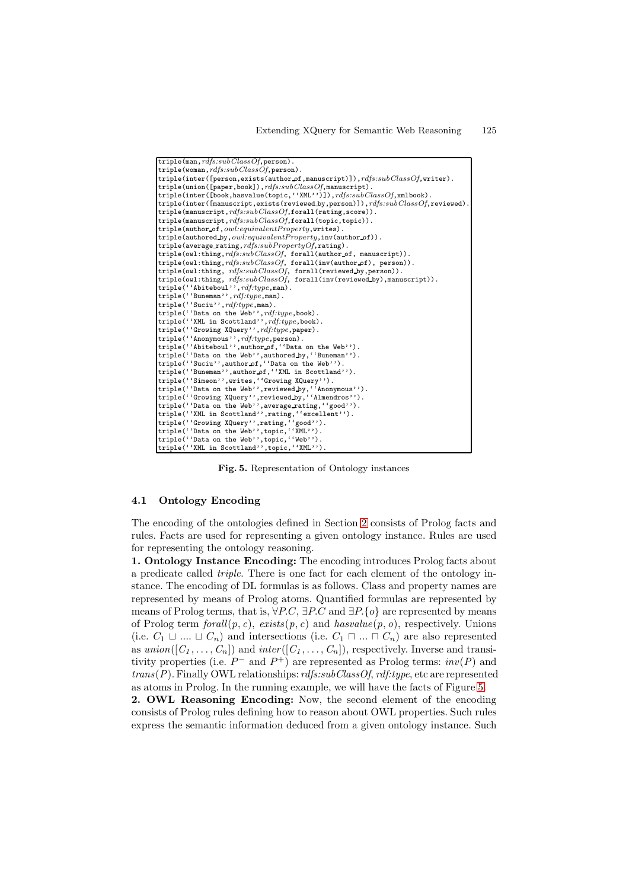```
triple(man,rdfs:subClassOf,person).
triple(woman,rdfs:subClassOf,person).
triple(inter([person,exists(author_of,manuscript)]),rdfs:subClassOf,writer).
triple(union([paper,book]),rdfs:subClassOf,manuscript).
triple(inter([book,hasvalue(topic,''XML'')]),rdfs:subClassOf,xmlbook).
triple(inter([manuscript,exists(reviewed_by,person)]),rdfs:subClassOf,reviewed).
triple(manuscript,rdfs:subClassOf,forall(rating,score)).
triple(manuscript,rdfs:subClassOf,forall(topic,topic)).
triple(author_of,owl:equivalentProperty,writes).
triple(authored_by,owl:equivalentProperty,inv(author_of)).
triple(average_rating,rdfs:subPropertyOf,rating).
triple(owl:thing,rdfs:subClassOf, forall(author_of, manuscript)).
triple(owl:thing,rdfs:subClassOf, forall(inv(author_of), person)).
triple(owl:thing, rdfs:subClassOf, forall(reviewed_by,person)).
triple(owl:thing, rdfs:subClassOf, forall(inv(reviewed_by),manuscript)).
triple(''Abiteboul'',rdf:type,man).
triple(''Buneman'',rdf:type,man).
triple(''Suciu'',rdf:type,man).
triple(''Data on the Web'',rdf:type,book).
triple(''XML in Scottland'',rdf:type,book).
triple(''Growing XQuery'',rdf:type,paper).
triple(''Anonymous'',rdf:type,person).
triple(''Abiteboul'',author_of,''Data on the Web'').
triple(''Data on the Web'',authored_by,''Buneman'').
triple(''Suciu'',author_of,''Data on the Web'').
triple(''Buneman'',author_of,''XML in Scottland'').
triple(''Simeon'',writes,''Growing XQuery'').
triple(''Data on the Web'',reviewed_by,''Anonymous'').
triple(''Growing XQuery'',reviewed_by,''Almendros'').
triple(''Data on the Web'',average_rating,''good'').
triple(''XML in Scottland'',rating,''excellent'').
triple(''Growing XQuery'',rating,''good'').
triple(''Data on the Web'',topic,''XML'').
triple(''Data on the Web'',topic,''Web'').
triple(''XML in Scottland'',topic,''XML'').
```

**Fig. 5.** Representation of Ontology instances

### 4.1 Ontology Encoding

The encoding of the ontologies defined in Section 2 consists of Prolog facts and rules. Facts are used for representing a given ontology instance. Rules are used for representing the ontology reasoning.

**1. Ontology Instance Encoding:** The encoding introduces Prolog facts about a predicate called *triple*. There is one fact for each element of the ontology instance. The encoding of DL formulas is as follows. Class and property names are represented by means of Prolog atoms. Quantified formulas are represented by means of Prolog terms, that is, $\forall P.C$, $\exists P.C$ and $\exists P.\{o\}$ are represented by means of Prolog term $forall(p, c)$, $exists(p, c)$ and $hasvalue(p, o)$, respectively. Unions (i.e. $C_1 \sqcup .... \sqcup C_n$) and intersections (i.e. $C_1 \sqcap ... \sqcap C_n$) are also represented as $union([C_1, \ldots, C_n])$ and $inter([C_1, \ldots, C_n])$, respectively. Inverse and transitivity properties (i.e. $P^-$ and $P^+$) are represented as Prolog terms: $inv(P)$ and $trans(P)$. Finally OWL relationships: *rdfs:subClassOf*, *rdf:type*, etc are represented as atoms in Prolog. In the running example, we will have the facts of Figure 5.

**2. OWL Reasoning Encoding:** Now, the second element of the encoding consists of Prolog rules defining how to reason about OWL properties. Such rules express the semantic information deduced from a given ontology instance. Such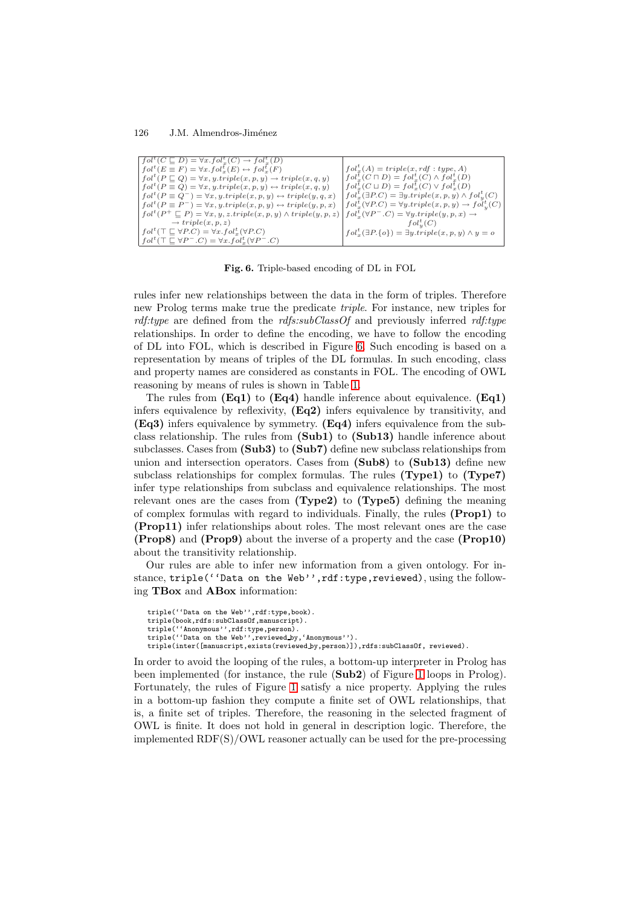| | |
|---|---|
| $fol^t(C \sqsubseteq D) = \forall x. fol^t_x(C) \rightarrow fol^t_x(D)$ | |
| $fol^t(E \equiv F) = \forall x. fol^t_x(E) \leftrightarrow fol^t_x(F)$ | $fol^t_x(A) = triple(x, rdf:type, A)$ |
| $fol^t(P \sqsubseteq Q) = \forall x, y. triple(x, p, y) \rightarrow triple(x, q, y)$ | $fol^t_x(C \sqcap D) = fol^t_x(C) \wedge fol^t_x(D)$ |
| $fol^t(P \equiv Q) = \forall x, y. triple(x, p, y) \leftrightarrow triple(x, q, y)$ | $fol^t_x(C \sqcup D) = fol^t_x(C) \vee fol^t_x(D)$ |
| $fol^t(P \equiv Q^-) = \forall x, y. triple(x, p, y) \leftrightarrow triple(y, q, x)$ | $fol^t_x(\exists P.C) = \exists y. triple(x, p, y) \wedge fol^t_y(C)$ |
| $fol^t(P \equiv P^-) = \forall x, y. triple(x, p, y) \leftrightarrow triple(y, p, x)$ | $fol^t_x(\forall P.C) = \forall y. triple(x, p, y) \rightarrow fol^t_y(C)$ |
| $fol^t(P^+ \sqsubseteq P) = \forall x, y, z. triple(x, p, y) \wedge triple(y, p, z) \rightarrow triple(x, p, z)$ | $fol^t_x(\forall P^-.C) = \forall y. triple(y, p, x) \rightarrow fol^t_y(C)$ |
| $fol^t(\top \sqsubseteq \forall P.C) = \forall x. fol^t_x(\forall P.C)$ | $fol^t_x(\exists P.\{o\}) = \exists y. triple(x, p, y) \wedge y = o$ |
| $fol^t(\top \sqsubseteq \forall P^-.C) = \forall x. fol^t_x(\forall P^-.C)$ | |

**Fig. 6.** Triple-based encoding of DL in FOL

rules infer new relationships between the data in the form of triples. Therefore new Prolog terms make true the predicate *triple*. For instance, new triples for *rdf:type* are defined from the *rdfs:subClassOf* and previously inferred *rdf:type* relationships. In order to define the encoding, we have to follow the encoding of DL into FOL, which is described in Figure 6. Such encoding is based on a representation by means of triples of the DL formulas. In such encoding, class and property names are considered as constants in FOL. The encoding of OWL reasoning by means of rules is shown in Table 1.

The rules from **(Eq1)** to **(Eq4)** handle inference about equivalence. **(Eq1)** infers equivalence by reflexivity, **(Eq2)** infers equivalence by transitivity, and **(Eq3)** infers equivalence by symmetry. **(Eq4)** infers equivalence from the subclass relationship. The rules from **(Sub1)** to **(Sub13)** handle inference about subclasses. Cases from **(Sub3)** to **(Sub7)** define new subclass relationships from union and intersection operators. Cases from **(Sub8)** to **(Sub13)** define new subclass relationships for complex formulas. The rules **(Type1)** to **(Type7)** infer type relationships from subclass and equivalence relationships. The most relevant ones are the cases from **(Type2)** to **(Type5)** defining the meaning of complex formulas with regard to individuals. Finally, the rules **(Prop1)** to **(Prop11)** infer relationships about roles. The most relevant ones are the case **(Prop8)** and **(Prop9)** about the inverse of a property and the case **(Prop10)** about the transitivity relationship.

Our rules are able to infer new information from a given ontology. For instance, `triple(''Data on the Web'',rdf:type,reviewed)`, using the following **TBox** and **ABox** information:

```
triple(''Data on the Web'',rdf:type,book).
triple(book,rdfs:subClassOf,manuscript).
triple(''Anonymous'',rdf:type,person).
triple(''Data on the Web'',reviewed_by,'Anonymous'').
triple(inter([manuscript,exists(reviewed_by,person)]),rdfs:subClassOf, reviewed).
```

In order to avoid the looping of the rules, a bottom-up interpreter in Prolog has been implemented (for instance, the rule (**Sub2**) of Figure 1 loops in Prolog). Fortunately, the rules of Figure 1 satisfy a nice property. Applying the rules in a bottom-up fashion they compute a finite set of OWL relationships, that is, a finite set of triples. Therefore, the reasoning in the selected fragment of OWL is finite. It does not hold in general in description logic. Therefore, the implemented RDF(S)/OWL reasoner actually can be used for the pre-processing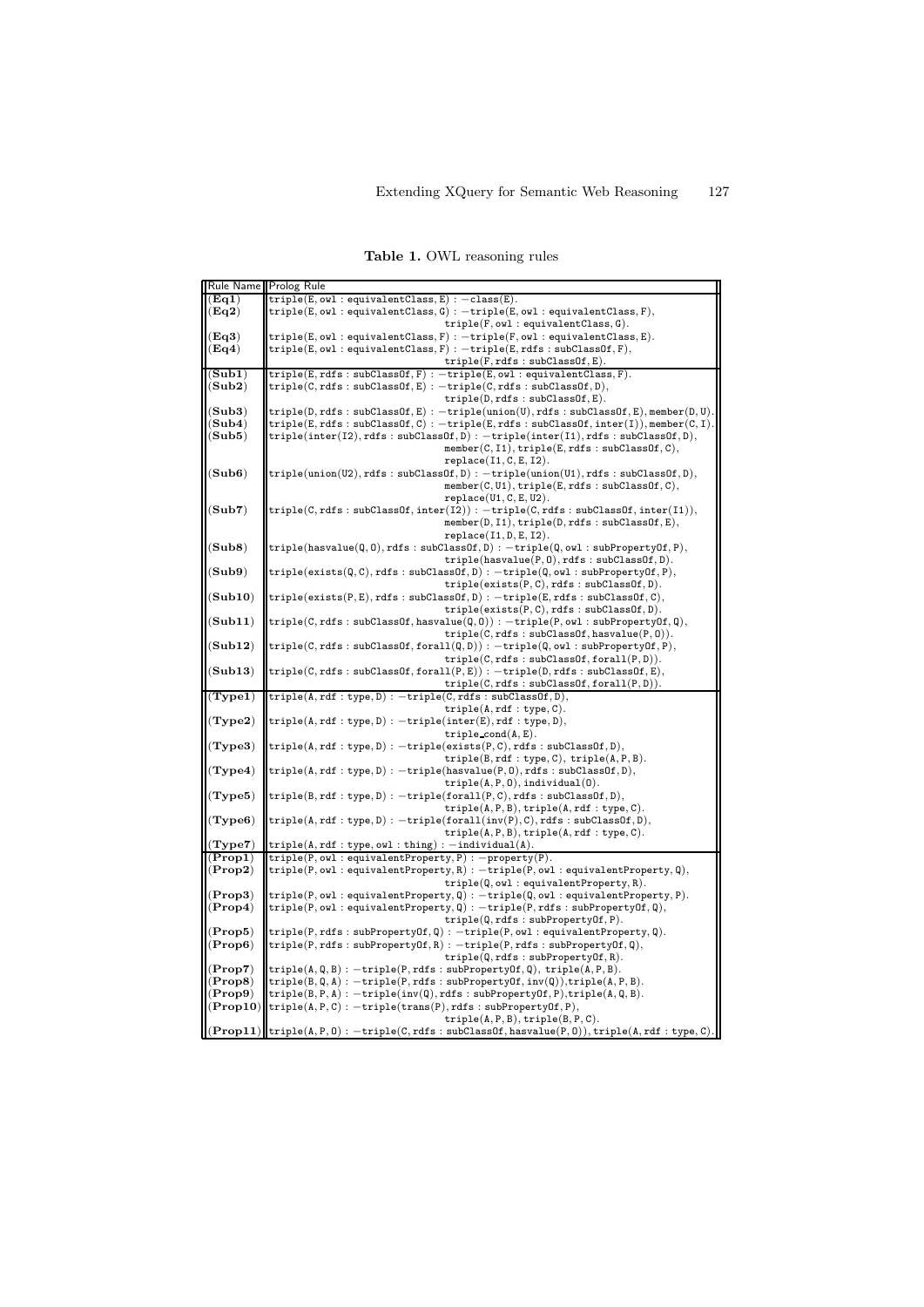**Table 1.** OWL reasoning rules

| Rule Name | Prolog Rule |
|---|---|
| **(Eq1)** | `triple(E, owl : equivalentClass, E) : −class(E).` |
| **(Eq2)** | `triple(E, owl : equivalentClass, G) : −triple(E, owl : equivalentClass, F), triple(F, owl : equivalentClass, G).` |
| **(Eq3)** | `triple(E, owl : equivalentClass, F) : −triple(F, owl : equivalentClass, E).` |
| **(Eq4)** | `triple(E, owl : equivalentClass, F) : −triple(E, rdfs : subClassOf, F), triple(F, rdfs : subClassOf, E).` |
| **(Sub1)** | `triple(E, rdfs : subClassOf, F) : −triple(E, owl : equivalentClass, F).` |
| **(Sub2)** | `triple(C, rdfs : subClassOf, E) : −triple(C, rdfs : subClassOf, D), triple(D, rdfs : subClassOf, E).` |
| **(Sub3)** | `triple(D, rdfs : subClassOf, E) : −triple(union(U), rdfs : subClassOf, E), member(D, U).` |
| **(Sub4)** | `triple(E, rdfs : subClassOf, C) : −triple(E, rdfs : subClassOf, inter(I)), member(C, I).` |
| **(Sub5)** | `triple(inter(I2), rdfs : subClassOf, D) : −triple(inter(I1), rdfs : subClassOf, D), member(C, I1), triple(E, rdfs : subClassOf, C), replace(I1, C, E, I2).` |
| **(Sub6)** | `triple(union(U2), rdfs : subClassOf, D) : −triple(union(U1), rdfs : subClassOf, D), member(C, U1), triple(E, rdfs : subClassOf, C), replace(U1, C, E, U2).` |
| **(Sub7)** | `triple(C, rdfs : subClassOf, inter(I2)) : −triple(C, rdfs : subClassOf, inter(I1)), member(D, I1), triple(D, rdfs : subClassOf, E), replace(I1, D, E, I2).` |
| **(Sub8)** | `triple(hasvalue(Q, O), rdfs : subClassOf, D) : −triple(Q, owl : subPropertyOf, P), triple(hasvalue(P, O), rdfs : subClassOf, D).` |
| **(Sub9)** | `triple(exists(Q, C), rdfs : subClassOf, D) : −triple(Q, owl : subPropertyOf, P), triple(exists(P, C), rdfs : subClassOf, D).` |
| **(Sub10)** | `triple(exists(P, E), rdfs : subClassOf, D) : −triple(E, rdfs : subClassOf, C), triple(exists(P, C), rdfs : subClassOf, D).` |
| **(Sub11)** | `triple(C, rdfs : subClassOf, hasvalue(Q, O)) : −triple(P, owl : subPropertyOf, Q), triple(C, rdfs : subClassOf, hasvalue(P, O)).` |
| **(Sub12)** | `triple(C, rdfs : subClassOf, forall(Q, D)) : −triple(Q, owl : subPropertyOf, P), triple(C, rdfs : subClassOf, forall(P, D)).` |
| **(Sub13)** | `triple(C, rdfs : subClassOf, forall(P, E)) : −triple(D, rdfs : subClassOf, E), triple(C, rdfs : subClassOf, forall(P, D)).` |
| **(Type1)** | `triple(A, rdf : type, D) : −triple(C, rdfs : subClassOf, D), triple(A, rdf : type, C).` |
| **(Type2)** | `triple(A, rdf : type, D) : −triple(inter(E), rdf : type, D), triple_cond(A, E).` |
| **(Type3)** | `triple(A, rdf : type, D) : −triple(exists(P, C), rdfs : subClassOf, D), triple(B, rdf : type, C), triple(A, P, B).` |
| **(Type4)** | `triple(A, rdf : type, D) : −triple(hasvalue(P, O), rdfs : subClassOf, D), triple(A, P, O), individual(O).` |
| **(Type5)** | `triple(B, rdf : type, D) : −triple(forall(P, C), rdfs : subClassOf, D), triple(A, P, B), triple(A, rdf : type, C).` |
| **(Type6)** | `triple(A, rdf : type, D) : −triple(forall(inv(P), C), rdfs : subClassOf, D), triple(A, P, B), triple(A, rdf : type, C).` |
| **(Type7)** | `triple(A, rdf : type, owl : thing) : −individual(A).` |
| **(Prop1)** | `triple(P, owl : equivalentProperty, P) : −property(P).` |
| **(Prop2)** | `triple(P, owl : equivalentProperty, R) : −triple(P, owl : equivalentProperty, Q), triple(Q, owl : equivalentProperty, R).` |
| **(Prop3)** | `triple(P, owl : equivalentProperty, Q) : −triple(Q, owl : equivalentProperty, P).` |
| **(Prop4)** | `triple(P, owl : equivalentProperty, Q) : −triple(P, rdfs : subPropertyOf, Q), triple(Q, rdfs : subPropertyOf, P).` |
| **(Prop5)** | `triple(P, rdfs : subPropertyOf, Q) : −triple(P, owl : equivalentProperty, Q).` |
| **(Prop6)** | `triple(P, rdfs : subPropertyOf, R) : −triple(P, rdfs : subPropertyOf, Q), triple(Q, rdfs : subPropertyOf, R).` |
| **(Prop7)** | `triple(A, Q, B) : −triple(P, rdfs : subPropertyOf, Q), triple(A, P, B).` |
| **(Prop8)** | `triple(B, Q, A) : −triple(P, rdfs : subPropertyOf, inv(Q)), triple(A, P, B).` |
| **(Prop9)** | `triple(B, P, A) : −triple(inv(Q), rdfs : subPropertyOf, P), triple(A, Q, B).` |
| **(Prop10)** | `triple(A, P, C) : −triple(trans(P), rdfs : subPropertyOf, P), triple(A, P, B), triple(B, P, C).` |
| **(Prop11)** | `triple(A, P, O) : −triple(C, rdfs : subClassOf, hasvalue(P, O)), triple(A, rdf : type, C).` |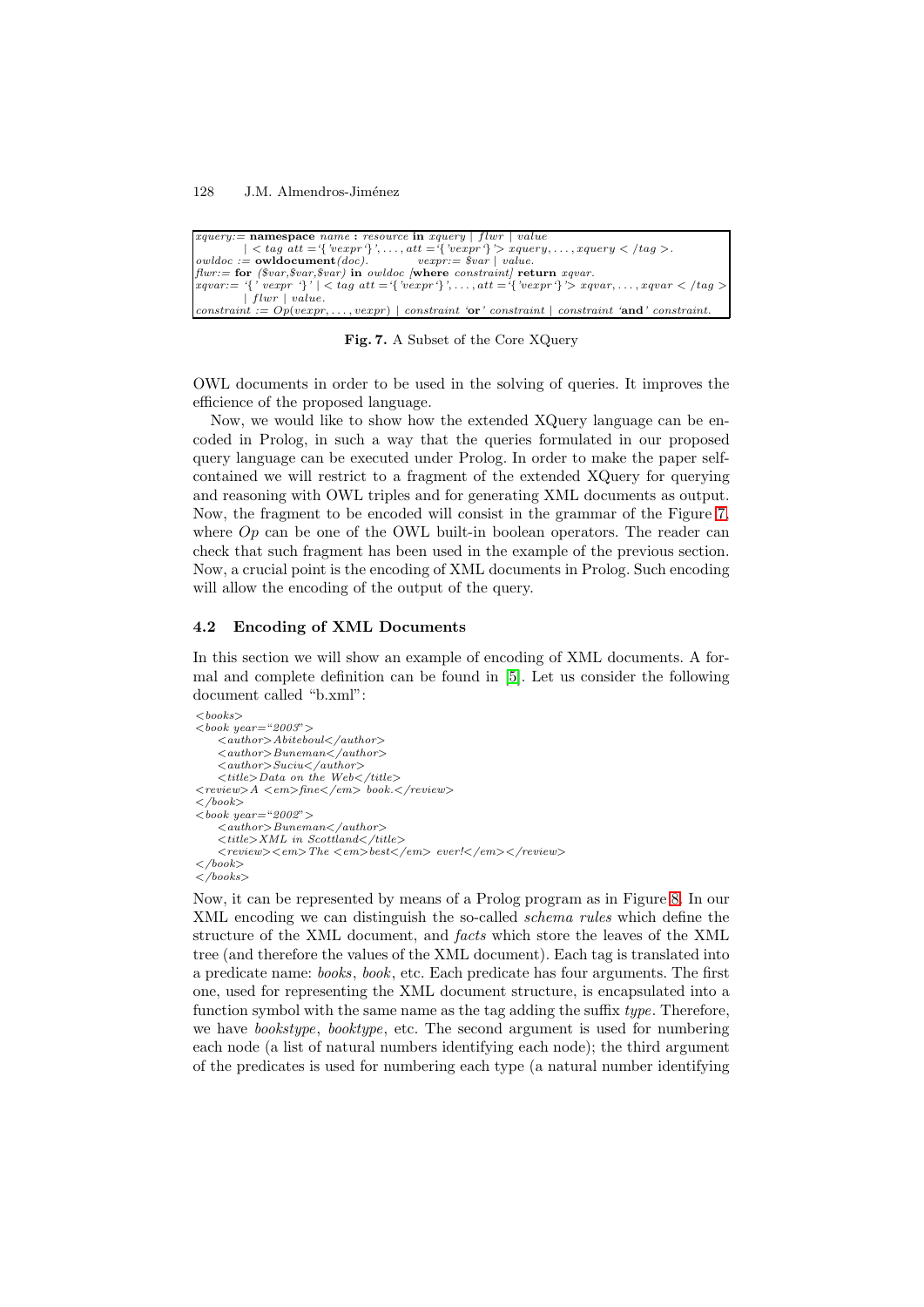```
xquery:= namespace name : resource in xquery | flwr | value
        | < tag att ='{'vexpr'}', . . . , att ='{'vexpr'}'> xquery, . . . , xquery < /tag >.
owldoc := owldocument(doc).          vexpr:= $var | value.
flwr:= for ($var,$var,$var) in owldoc [where constraint] return xqvar.
xqvar:= '{' vexpr '}' | < tag att ='{'vexpr'}', . . . , att ='{'vexpr'}'> xqvar, . . . , xqvar < /tag >
        | flwr | value.
constraint := Op(vexpr, . . . , vexpr) | constraint 'or' constraint | constraint 'and' constraint.
```

**Fig. 7.** A Subset of the Core XQuery

OWL documents in order to be used in the solving of queries. It improves the efficience of the proposed language.

Now, we would like to show how the extended XQuery language can be encoded in Prolog, in such a way that the queries formulated in our proposed query language can be executed under Prolog. In order to make the paper self-contained we will restrict to a fragment of the extended XQuery for querying and reasoning with OWL triples and for generating XML documents as output. Now, the fragment to be encoded will consist in the grammar of the Figure 7, where *Op* can be one of the OWL built-in boolean operators. The reader can check that such fragment has been used in the example of the previous section. Now, a crucial point is the encoding of XML documents in Prolog. Such encoding will allow the encoding of the output of the query.

### 4.2 Encoding of XML Documents

In this section we will show an example of encoding of XML documents. A formal and complete definition can be found in [5]. Let us consider the following document called "b.xml":

```
<books>
<book year="2003">
    <author>Abiteboul</author>
    <author>Buneman</author>
    <author>Suciu</author>
    <title>Data on the Web</title>
<review>A <em>fine</em> book.</review>
</book>
<book year="2002">
    <author>Buneman</author>
    <title>XML in Scottland</title>
    <review><em>The <em>best</em> ever!</em></review>
</book>
</books>
```

Now, it can be represented by means of a Prolog program as in Figure 8. In our XML encoding we can distinguish the so-called *schema rules* which define the structure of the XML document, and *facts* which store the leaves of the XML tree (and therefore the values of the XML document). Each tag is translated into a predicate name: *books*, *book*, etc. Each predicate has four arguments. The first one, used for representing the XML document structure, is encapsulated into a function symbol with the same name as the tag adding the suffix *type*. Therefore, we have *bookstype*, *booktype*, etc. The second argument is used for numbering each node (a list of natural numbers identifying each node); the third argument of the predicates is used for numbering each type (a natural number identifying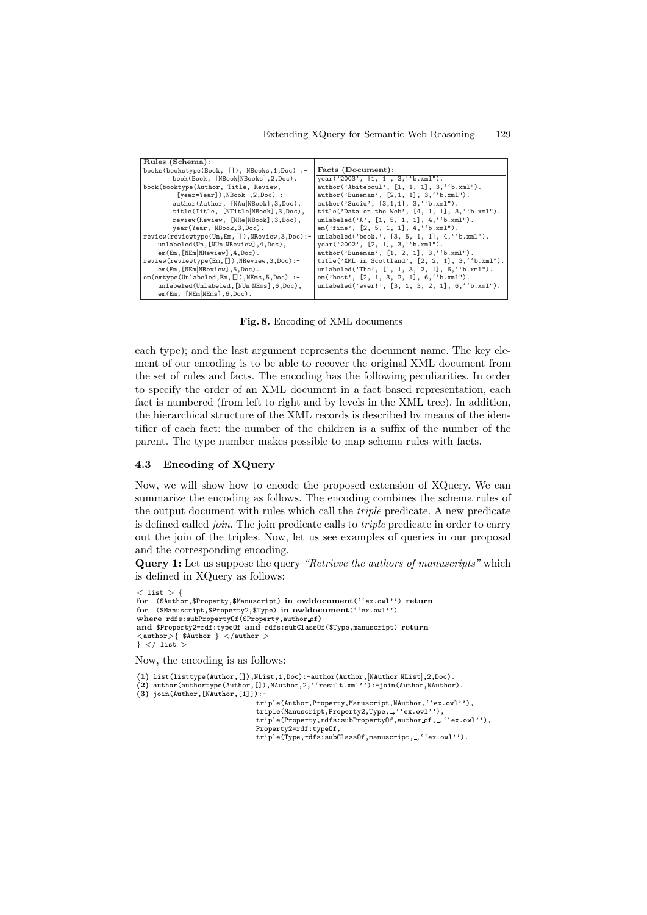| Rules (Schema): | Facts (Document): |
|---|---|
| books(bookstype(Book, []), NBooks,1,Doc) :- book(Book, [NBook\|NBooks],2,Doc). | year('2003', [1, 1], 3,''b.xml''). |
| book(booktype(Author, Title, Review, [year=Year]),NBook ,2,Doc) :- | author('Abiteboul', [1, 1, 1], 3,''b.xml''). |
| author(Author, [NAu\|NBook],3,Doc), | author('Buneman', [2,1, 1], 3,''b.xml''). |
| title(Title, [NTitle\|NBook],3,Doc), | author('Suciu', [3,1,1], 3,''b.xml''). |
| review(Review, [NRe\|NBook],3,Doc), | title('Data on the Web', [4, 1, 1], 3,''b.xml''). |
| year(Year, NBook,3,Doc). | unlabeled('A', [1, 5, 1, 1], 4,''b.xml''). |
| review(reviewtype(Un,Em,[]),NReview,3,Doc):- | em('fine', [2, 5, 1, 1], 4,''b.xml''). |
| unlabeled(Un,[NUn\|NReview],4,Doc), | unlabeled('book.', [3, 5, 1, 1], 4,''b.xml''). |
| em(Em,[NEm\|NReview],4,Doc). | year('2002', [2, 1], 3,''b.xml''). |
| review(reviewtype(Em,[]),NReview,3,Doc):- | author('Buneman', [1, 2, 1], 3,''b.xml''). |
| em(Em,[NEm\|NReview],5,Doc). | title('XML in Scottland', [2, 2, 1], 3,''b.xml''). |
| em(emtype(Unlabeled,Em,[]),NEms,5,Doc) :- | unlabeled('The', [1, 1, 3, 2, 1], 6,''b.xml''). |
| unlabeled(Unlabeled,[NUn\|NEms],6,Doc), | em('best', [2, 1, 3, 2, 1], 6,''b.xml''). |
| em(Em, [NEm\|NEms],6,Doc). | unlabeled('ever!', [3, 1, 3, 2, 1], 6,''b.xml''). |

**Fig. 8.** Encoding of XML documents

each type); and the last argument represents the document name. The key element of our encoding is to be able to recover the original XML document from the set of rules and facts. The encoding has the following peculiarities. In order to specify the order of an XML document in a fact based representation, each fact is numbered (from left to right and by levels in the XML tree). In addition, the hierarchical structure of the XML records is described by means of the identifier of each fact: the number of the children is a suffix of the number of the parent. The type number makes possible to map schema rules with facts.

### 4.3 Encoding of XQuery

Now, we will show how to encode the proposed extension of XQuery. We can summarize the encoding as follows. The encoding combines the schema rules of the output document with rules which call the *triple* predicate. A new predicate is defined called *join*. The join predicate calls to *triple* predicate in order to carry out the join of the triples. Now, let us see examples of queries in our proposal and the corresponding encoding.

**Query 1:** Let us suppose the query *"Retrieve the authors of manuscripts"* which is defined in XQuery as follows:

```
< list > {
for ($Author,$Property,$Manuscript) in owldocument(''ex.owl'') return
for ($Manuscript,$Property2,$Type) in owldocument(''ex.owl'')
where rdfs:subPropertyOf($Property,author_of)
and $Property2=rdf:typeOf and rdfs:subClassOf($Type,manuscript) return
<author>{ $Author } </author >
} </ list >
```

Now, the encoding is as follows:

```
(1) list(listtype(Author,[]),NList,1,Doc):-author(Author,[NAuthor|NList],2,Doc).
(2) author(authortype(Author,[]),NAuthor,2,''result.xml''):-join(Author,NAuthor).
(3) join(Author,[NAuthor,[1]]):-
        triple(Author,Property,Manuscript,NAuthor,''ex.owl''),
        triple(Manuscript,Property2,Type,_,''ex.owl''),
        triple(Property,rdfs:subPropertyOf,author_of,_,''ex.owl''),
        Property2=rdf:typeOf,
        triple(Type,rdfs:subClassOf,manuscript,_,''ex.owl'').
```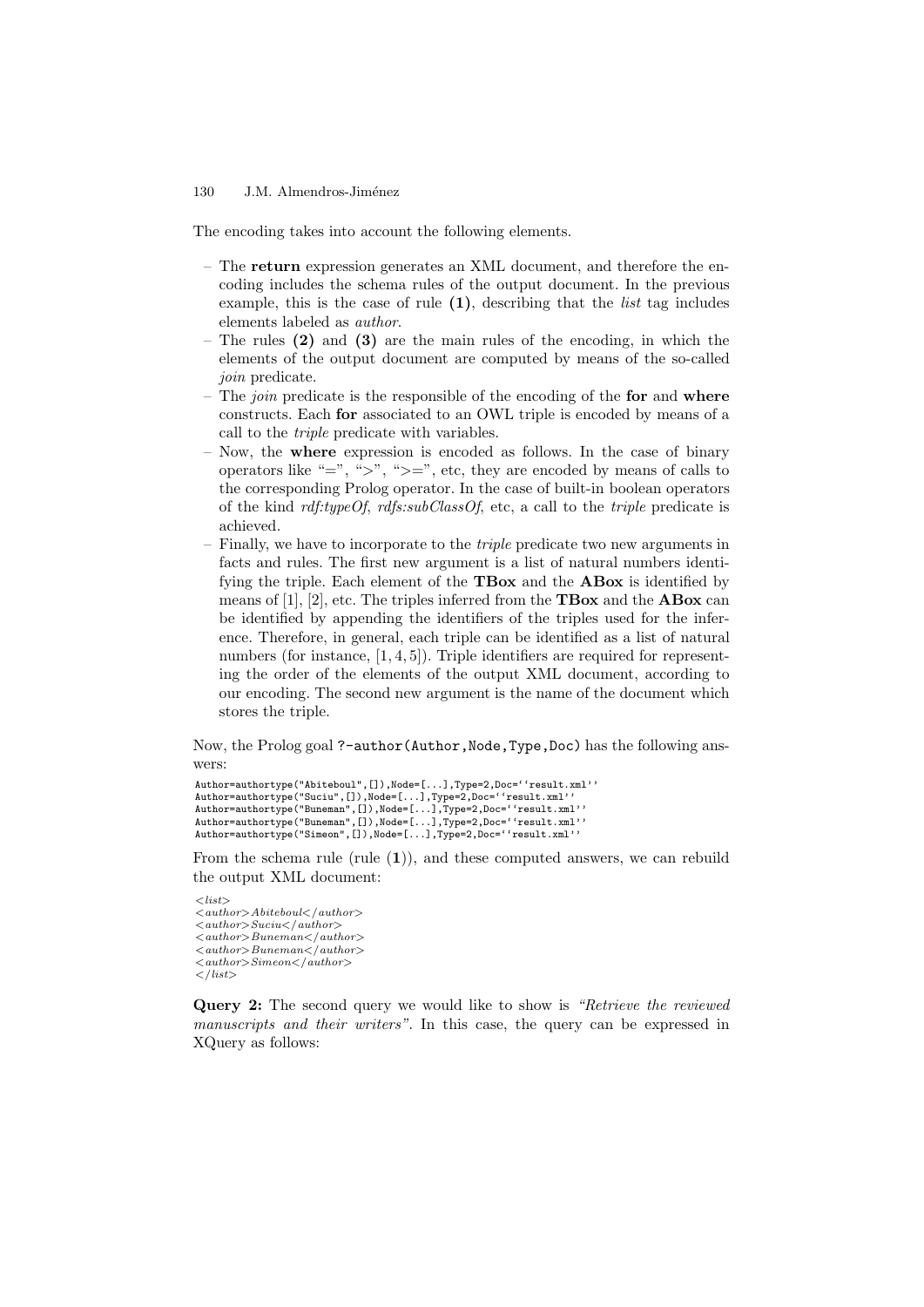The encoding takes into account the following elements.

- The **return** expression generates an XML document, and therefore the encoding includes the schema rules of the output document. In the previous example, this is the case of rule **(1)**, describing that the *list* tag includes elements labeled as *author*.
- The rules **(2)** and **(3)** are the main rules of the encoding, in which the elements of the output document are computed by means of the so-called *join* predicate.
- The *join* predicate is the responsible of the encoding of the **for** and **where** constructs. Each **for** associated to an OWL triple is encoded by means of a call to the *triple* predicate with variables.
- Now, the **where** expression is encoded as follows. In the case of binary operators like "=", ">", ">=", etc, they are encoded by means of calls to the corresponding Prolog operator. In the case of built-in boolean operators of the kind *rdf:typeOf*, *rdfs:subClassOf*, etc, a call to the *triple* predicate is achieved.
- Finally, we have to incorporate to the *triple* predicate two new arguments in facts and rules. The first new argument is a list of natural numbers identifying the triple. Each element of the **TBox** and the **ABox** is identified by means of [1], [2], etc. The triples inferred from the **TBox** and the **ABox** can be identified by appending the identifiers of the triples used for the inference. Therefore, in general, each triple can be identified as a list of natural numbers (for instance, [1, 4, 5]). Triple identifiers are required for representing the order of the elements of the output XML document, according to our encoding. The second new argument is the name of the document which stores the triple.

Now, the Prolog goal `?-author(Author,Node,Type,Doc)` has the following answers:

```
Author=authortype("Abiteboul",[]),Node=[...],Type=2,Doc=''result.xml''
Author=authortype("Suciu",[]),Node=[...],Type=2,Doc=''result.xml''
Author=authortype("Buneman",[]),Node=[...],Type=2,Doc=''result.xml''
Author=authortype("Buneman",[]),Node=[...],Type=2,Doc=''result.xml''
Author=authortype("Simeon",[]),Node=[...],Type=2,Doc=''result.xml''
```

From the schema rule (rule **(1)**), and these computed answers, we can rebuild the output XML document:

```
<list>
<author>Abiteboul</author>
<author>Suciu</author>
<author>Buneman</author>
<author>Buneman</author>
<author>Simeon</author>
</list>
```

**Query 2:** The second query we would like to show is *"Retrieve the reviewed manuscripts and their writers"*. In this case, the query can be expressed in XQuery as follows: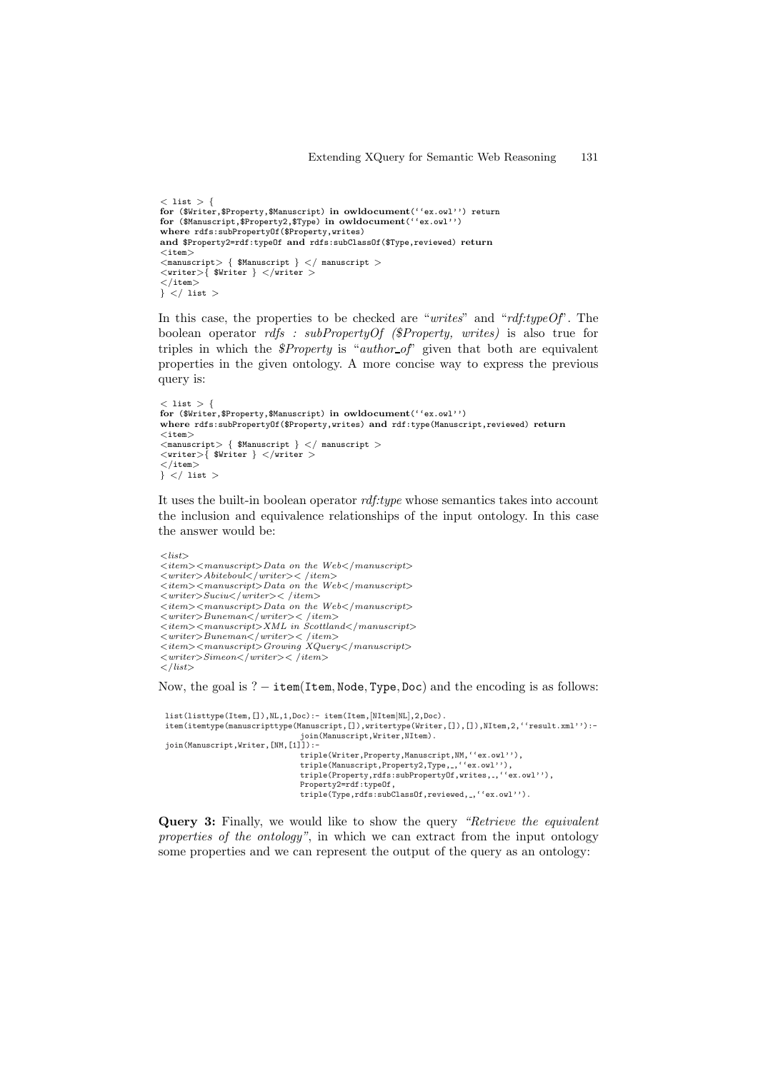```
< list > {
for ($Writer,$Property,$Manuscript) in owldocument(''ex.owl'') return
for ($Manuscript,$Property2,$Type) in owldocument(''ex.owl'')
where rdfs:subPropertyOf($Property,writes)
and $Property2=rdf:typeOf and rdfs:subClassOf($Type,reviewed) return
<item>
<manuscript> { $Manuscript } </ manuscript >
<writer>{ $Writer } </writer >
</item>
} </ list >
```

In this case, the properties to be checked are "*writes*" and "*rdf:typeOf*". The boolean operator *rdfs : subPropertyOf ($Property, writes)* is also true for triples in which the *$Property* is "*author_of*" given that both are equivalent properties in the given ontology. A more concise way to express the previous query is:

```
< list > {
for ($Writer,$Property,$Manuscript) in owldocument(''ex.owl'')
where rdfs:subPropertyOf($Property,writes) and rdf:type(Manuscript,reviewed) return
<item>
<manuscript> { $Manuscript } </ manuscript >
<writer>{ $Writer } </writer >
</item>
} </ list >
```

It uses the built-in boolean operator *rdf:type* whose semantics takes into account the inclusion and equivalence relationships of the input ontology. In this case the answer would be:

```
<list>
<item><manuscript>Data on the Web</manuscript>
<writer>Abiteboul</writer></item>
<item><manuscript>Data on the Web</manuscript>
<writer>Suciu</writer></item>
<item><manuscript>Data on the Web</manuscript>
<writer>Buneman</writer></item>
<item><manuscript>XML in Scottland</manuscript>
<writer>Buneman</writer></item>
<item><manuscript>Growing XQuery</manuscript>
<writer>Simeon</writer></item>
</list>
```

Now, the goal is $? -$ `item(Item, Node, Type, Doc)` and the encoding is as follows:

```
list(listtype(Item,[]),NL,1,Doc):- item(Item,[NItem|NL],2,Doc).
item(itemtype(manuscripttype(Manuscript,[]),writertype(Writer,[]),[]),NItem,2,''result.xml''):-
                            join(Manuscript,Writer,NItem).
join(Manuscript,Writer,[NM,[1]]):-
                            triple(Writer,Property,Manuscript,NM,''ex.owl''),
                            triple(Manuscript,Property2,Type,_,''ex.owl''),
                            triple(Property,rdfs:subPropertyOf,writes,_,''ex.owl''),
                            Property2=rdf:typeOf,
                            triple(Type,rdfs:subClassOf,reviewed,_,''ex.owl'').
```

**Query 3:** Finally, we would like to show the query *"Retrieve the equivalent properties of the ontology"*, in which we can extract from the input ontology some properties and we can represent the output of the query as an ontology: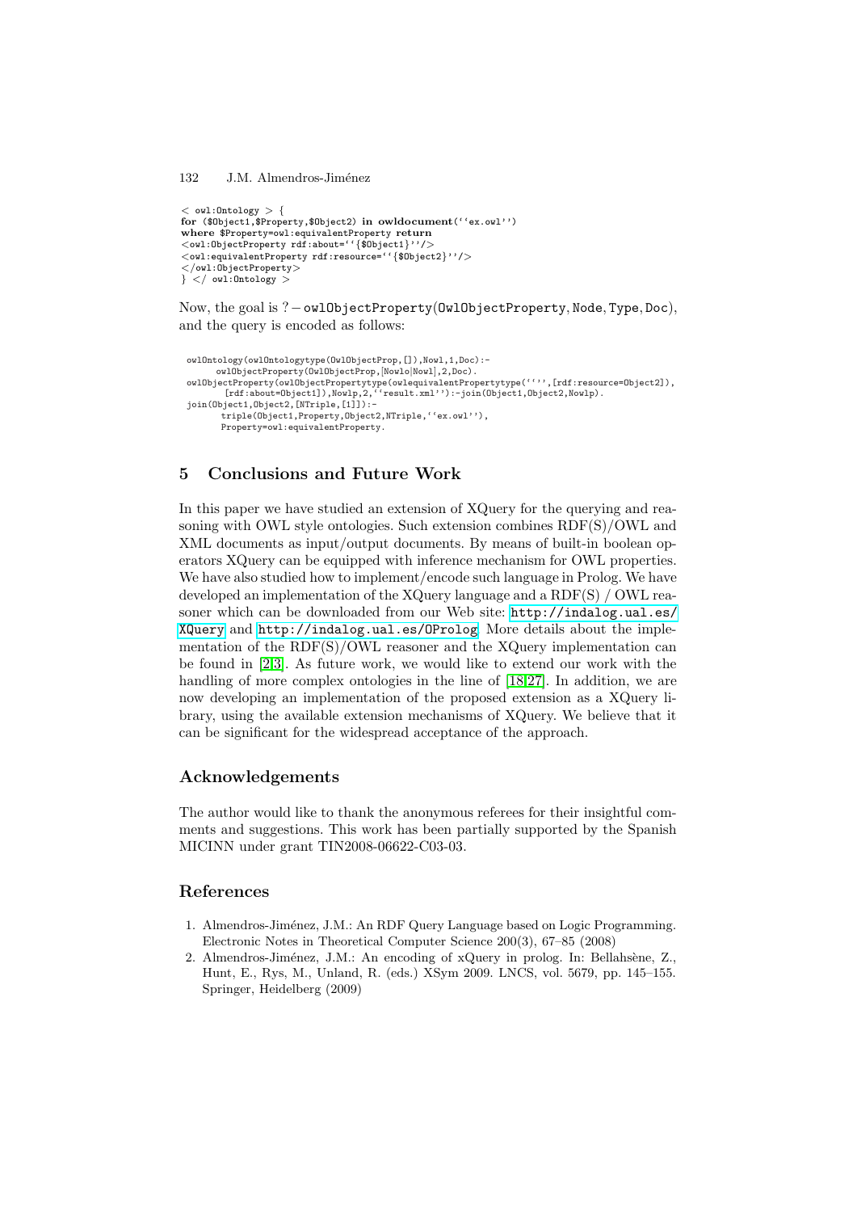```
< owl:Ontology > {
for ($Object1,$Property,$Object2) in owldocument(''ex.owl'')
where $Property=owl:equivalentProperty return
<owl:ObjectProperty rdf:about=''{$Object1}''/>
<owl:equivalentProperty rdf:resource=''{$Object2}''/>
</owl:ObjectProperty>
} </ owl:Ontology >
```

Now, the goal is ? − `owlObjectProperty(OwlObjectProperty, Node, Type, Doc)`, and the query is encoded as follows:

```
owlOntology(owlOntologytype(OwlObjectProp,[]),Nowl,1,Doc):-
      owlObjectProperty(OwlObjectProp,[Nowlo|Nowl],2,Doc).
owlObjectProperty(owlObjectPropertytype(owlequivalentPropertytype('''',[rdf:resource=Object2]),
      [rdf:about=Object1]),Nowlp,2,''result.xml''):-join(Object1,Object2,Nowlp).
join(Object1,Object2,[NTriple,[1]]):-
      triple(Object1,Property,Object2,NTriple,''ex.owl''),
      Property=owl:equivalentProperty.
```

## 5 Conclusions and Future Work

In this paper we have studied an extension of XQuery for the querying and reasoning with OWL style ontologies. Such extension combines RDF(S)/OWL and XML documents as input/output documents. By means of built-in boolean operators XQuery can be equipped with inference mechanism for OWL properties. We have also studied how to implement/encode such language in Prolog. We have developed an implementation of the XQuery language and a RDF(S) / OWL reasoner which can be downloaded from our Web site: `http://indalog.ual.es/XQuery` and `http://indalog.ual.es/OProlog`. More details about the implementation of the RDF(S)/OWL reasoner and the XQuery implementation can be found in [2,3]. As future work, we would like to extend our work with the handling of more complex ontologies in the line of [18,27]. In addition, we are now developing an implementation of the proposed extension as a XQuery library, using the available extension mechanisms of XQuery. We believe that it can be significant for the widespread acceptance of the approach.

## Acknowledgements

The author would like to thank the anonymous referees for their insightful comments and suggestions. This work has been partially supported by the Spanish MICINN under grant TIN2008-06622-C03-03.

## References

1. Almendros-Jiménez, J.M.: An RDF Query Language based on Logic Programming. Electronic Notes in Theoretical Computer Science 200(3), 67–85 (2008)
2. Almendros-Jiménez, J.M.: An encoding of xQuery in prolog. In: Bellahsène, Z., Hunt, E., Rys, M., Unland, R. (eds.) XSym 2009. LNCS, vol. 5679, pp. 145–155. Springer, Heidelberg (2009)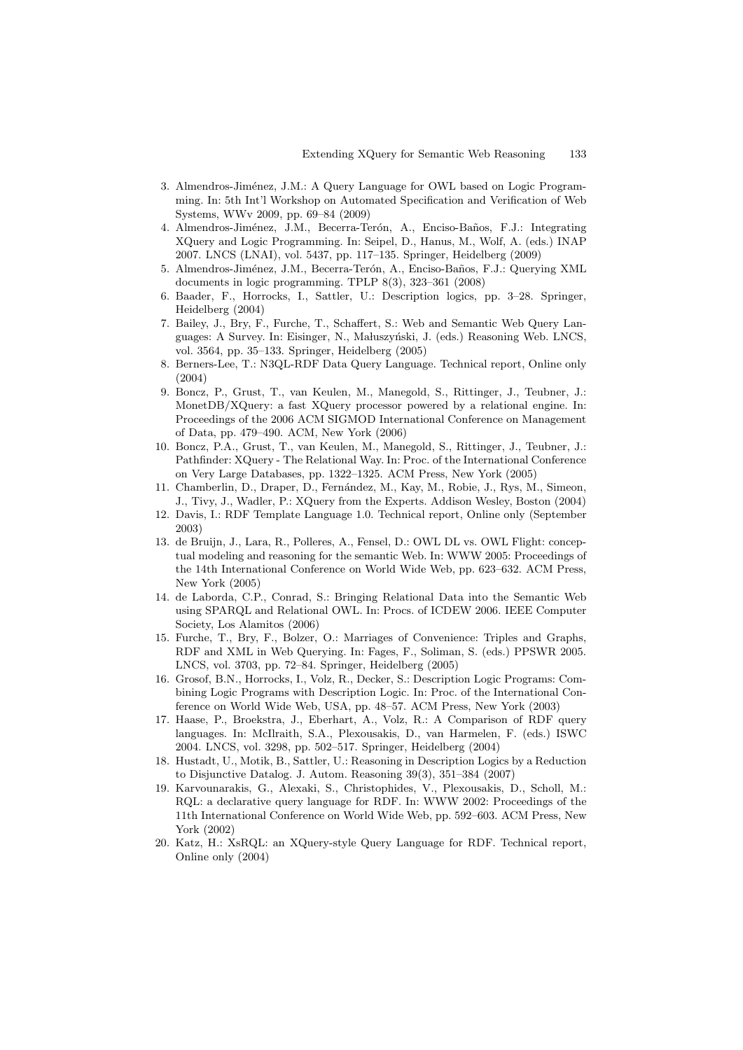3. Almendros-Jiménez, J.M.: A Query Language for OWL based on Logic Programming. In: 5th Int'l Workshop on Automated Specification and Verification of Web Systems, WWv 2009, pp. 69–84 (2009)
4. Almendros-Jiménez, J.M., Becerra-Terón, A., Enciso-Baños, F.J.: Integrating XQuery and Logic Programming. In: Seipel, D., Hanus, M., Wolf, A. (eds.) INAP 2007. LNCS (LNAI), vol. 5437, pp. 117–135. Springer, Heidelberg (2009)
5. Almendros-Jiménez, J.M., Becerra-Terón, A., Enciso-Baños, F.J.: Querying XML documents in logic programming. TPLP 8(3), 323–361 (2008)
6. Baader, F., Horrocks, I., Sattler, U.: Description logics, pp. 3–28. Springer, Heidelberg (2004)
7. Bailey, J., Bry, F., Furche, T., Schaffert, S.: Web and Semantic Web Query Languages: A Survey. In: Eisinger, N., Małuszyński, J. (eds.) Reasoning Web. LNCS, vol. 3564, pp. 35–133. Springer, Heidelberg (2005)
8. Berners-Lee, T.: N3QL-RDF Data Query Language. Technical report, Online only (2004)
9. Boncz, P., Grust, T., van Keulen, M., Manegold, S., Rittinger, J., Teubner, J.: MonetDB/XQuery: a fast XQuery processor powered by a relational engine. In: Proceedings of the 2006 ACM SIGMOD International Conference on Management of Data, pp. 479–490. ACM, New York (2006)
10. Boncz, P.A., Grust, T., van Keulen, M., Manegold, S., Rittinger, J., Teubner, J.: Pathfinder: XQuery - The Relational Way. In: Proc. of the International Conference on Very Large Databases, pp. 1322–1325. ACM Press, New York (2005)
11. Chamberlin, D., Draper, D., Fernández, M., Kay, M., Robie, J., Rys, M., Simeon, J., Tivy, J., Wadler, P.: XQuery from the Experts. Addison Wesley, Boston (2004)
12. Davis, I.: RDF Template Language 1.0. Technical report, Online only (September 2003)
13. de Bruijn, J., Lara, R., Polleres, A., Fensel, D.: OWL DL vs. OWL Flight: conceptual modeling and reasoning for the semantic Web. In: WWW 2005: Proceedings of the 14th International Conference on World Wide Web, pp. 623–632. ACM Press, New York (2005)
14. de Laborda, C.P., Conrad, S.: Bringing Relational Data into the Semantic Web using SPARQL and Relational OWL. In: Procs. of ICDEW 2006. IEEE Computer Society, Los Alamitos (2006)
15. Furche, T., Bry, F., Bolzer, O.: Marriages of Convenience: Triples and Graphs, RDF and XML in Web Querying. In: Fages, F., Soliman, S. (eds.) PPSWR 2005. LNCS, vol. 3703, pp. 72–84. Springer, Heidelberg (2005)
16. Grosof, B.N., Horrocks, I., Volz, R., Decker, S.: Description Logic Programs: Combining Logic Programs with Description Logic. In: Proc. of the International Conference on World Wide Web, USA, pp. 48–57. ACM Press, New York (2003)
17. Haase, P., Broekstra, J., Eberhart, A., Volz, R.: A Comparison of RDF query languages. In: McIlraith, S.A., Plexousakis, D., van Harmelen, F. (eds.) ISWC 2004. LNCS, vol. 3298, pp. 502–517. Springer, Heidelberg (2004)
18. Hustadt, U., Motik, B., Sattler, U.: Reasoning in Description Logics by a Reduction to Disjunctive Datalog. J. Autom. Reasoning 39(3), 351–384 (2007)
19. Karvounarakis, G., Alexaki, S., Christophides, V., Plexousakis, D., Scholl, M.: RQL: a declarative query language for RDF. In: WWW 2002: Proceedings of the 11th International Conference on World Wide Web, pp. 592–603. ACM Press, New York (2002)
20. Katz, H.: XsRQL: an XQuery-style Query Language for RDF. Technical report, Online only (2004)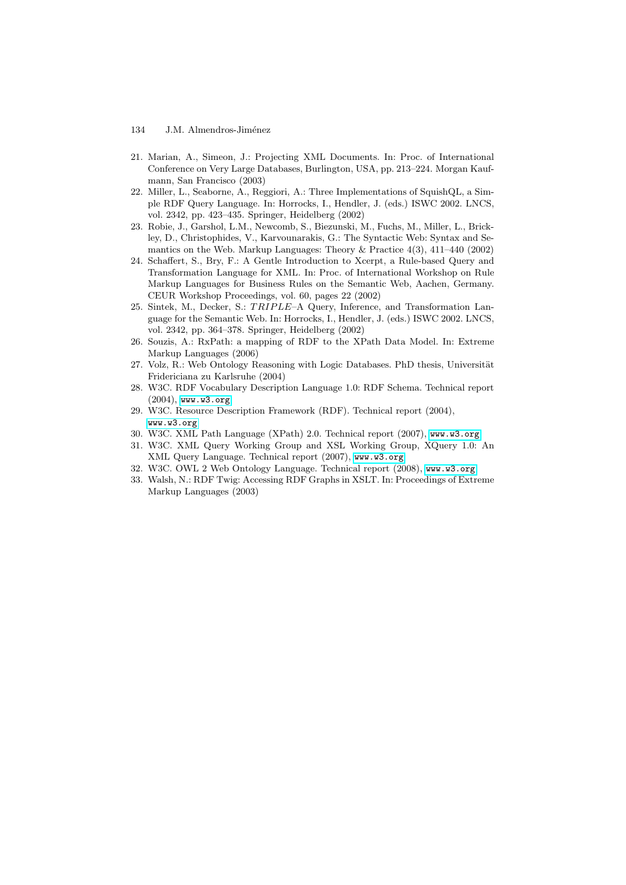21. Marian, A., Simeon, J.: Projecting XML Documents. In: Proc. of International Conference on Very Large Databases, Burlington, USA, pp. 213–224. Morgan Kaufmann, San Francisco (2003)
22. Miller, L., Seaborne, A., Reggiori, A.: Three Implementations of SquishQL, a Simple RDF Query Language. In: Horrocks, I., Hendler, J. (eds.) ISWC 2002. LNCS, vol. 2342, pp. 423–435. Springer, Heidelberg (2002)
23. Robie, J., Garshol, L.M., Newcomb, S., Biezunski, M., Fuchs, M., Miller, L., Brickley, D., Christophides, V., Karvounarakis, G.: The Syntactic Web: Syntax and Semantics on the Web. Markup Languages: Theory & Practice 4(3), 411–440 (2002)
24. Schaffert, S., Bry, F.: A Gentle Introduction to Xcerpt, a Rule-based Query and Transformation Language for XML. In: Proc. of International Workshop on Rule Markup Languages for Business Rules on the Semantic Web, Aachen, Germany. CEUR Workshop Proceedings, vol. 60, pages 22 (2002)
25. Sintek, M., Decker, S.: *TRIPLE*–A Query, Inference, and Transformation Language for the Semantic Web. In: Horrocks, I., Hendler, J. (eds.) ISWC 2002. LNCS, vol. 2342, pp. 364–378. Springer, Heidelberg (2002)
26. Souzis, A.: RxPath: a mapping of RDF to the XPath Data Model. In: Extreme Markup Languages (2006)
27. Volz, R.: Web Ontology Reasoning with Logic Databases. PhD thesis, Universität Fridericiana zu Karlsruhe (2004)
28. W3C. RDF Vocabulary Description Language 1.0: RDF Schema. Technical report (2004), `www.w3.org`
29. W3C. Resource Description Framework (RDF). Technical report (2004), `www.w3.org`
30. W3C. XML Path Language (XPath) 2.0. Technical report (2007), `www.w3.org`
31. W3C. XML Query Working Group and XSL Working Group, XQuery 1.0: An XML Query Language. Technical report (2007), `www.w3.org`
32. W3C. OWL 2 Web Ontology Language. Technical report (2008), `www.w3.org`
33. Walsh, N.: RDF Twig: Accessing RDF Graphs in XSLT. In: Proceedings of Extreme Markup Languages (2003)